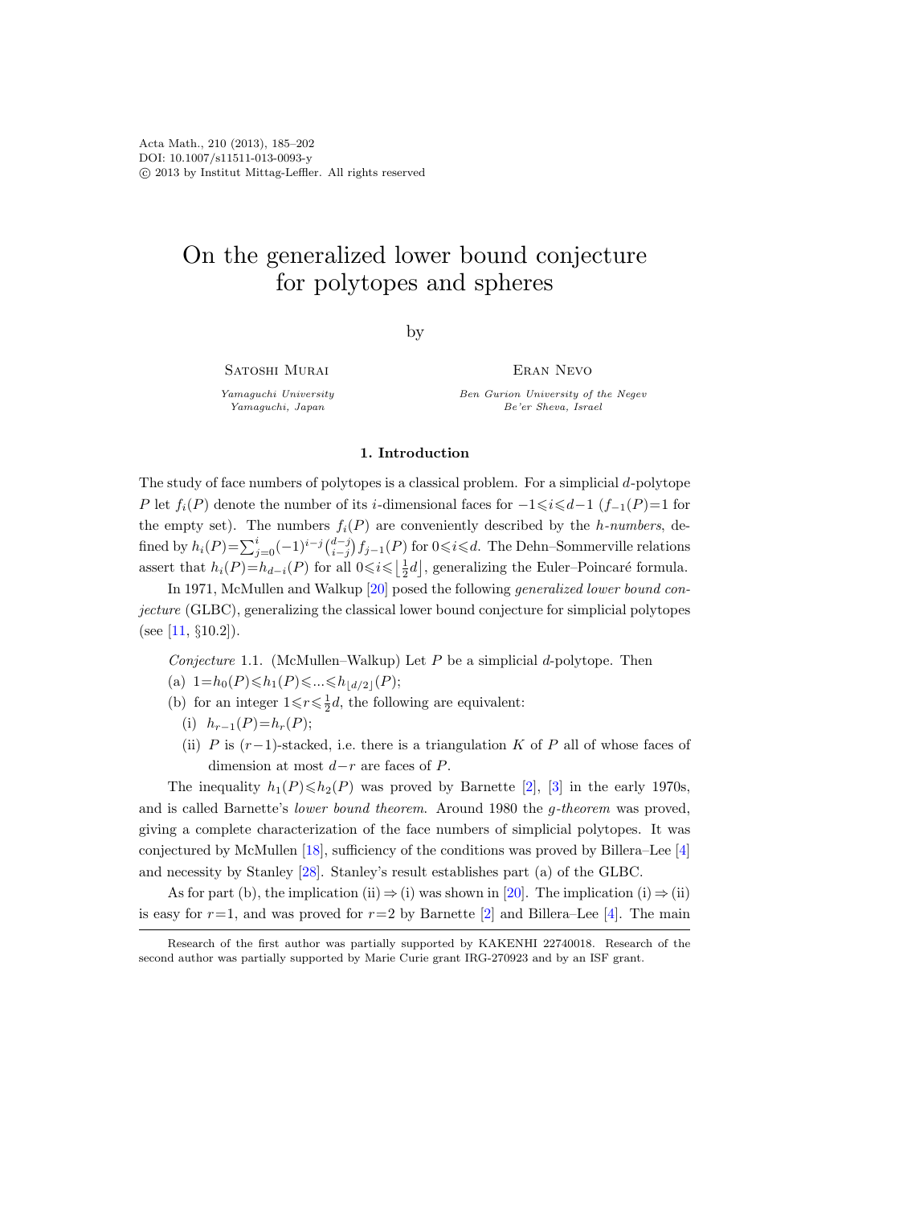Acta Math., 210 (2013), 185–202
DOI: 10.1007/s11511-013-0093-y
© 2013 by Institut Mittag-Leffler. All rights reserved

# On the generalized lower bound conjecture for polytopes and spheres

by

Satoshi Murai
*Yamaguchi University*
*Yamaguchi, Japan*

Eran Nevo
*Ben Gurion University of the Negev*
*Be'er Sheva, Israel*

## 1. Introduction

The study of face numbers of polytopes is a classical problem. For a simplicial $d$-polytope $P$ let $f_i(P)$ denote the number of its $i$-dimensional faces for $-1\leqslant i\leqslant d-1$ ($f_{-1}(P)=1$ for the empty set). The numbers $f_i(P)$ are conveniently described by the *h-numbers*, defined by $h_i(P)=\sum_{j=0}^{i}(-1)^{i-j}\binom{d-j}{i-j}f_{j-1}(P)$ for $0\leqslant i\leqslant d$. The Dehn–Sommerville relations assert that $h_i(P)=h_{d-i}(P)$ for all $0\leqslant i\leqslant\lfloor\frac{1}{2}d\rfloor$, generalizing the Euler–Poincaré formula.

In 1971, McMullen and Walkup [20] posed the following *generalized lower bound conjecture* (GLBC), generalizing the classical lower bound conjecture for simplicial polytopes (see [11, §10.2]).

*Conjecture* 1.1. (McMullen–Walkup) Let $P$ be a simplicial $d$-polytope. Then

(a) $1=h_0(P)\leqslant h_1(P)\leqslant\ldots\leqslant h_{\lfloor d/2\rfloor}(P)$;

(b) for an integer $1\leqslant r\leqslant\frac{1}{2}d$, the following are equivalent:

 (i) $h_{r-1}(P)=h_r(P)$;

 (ii) $P$ is $(r-1)$-stacked, i.e. there is a triangulation $K$ of $P$ all of whose faces of dimension at most $d-r$ are faces of $P$.

The inequality $h_1(P)\leqslant h_2(P)$ was proved by Barnette [2], [3] in the early 1970s, and is called Barnette's *lower bound theorem*. Around 1980 the *g-theorem* was proved, giving a complete characterization of the face numbers of simplicial polytopes. It was conjectured by McMullen [18], sufficiency of the conditions was proved by Billera–Lee [4] and necessity by Stanley [28]. Stanley's result establishes part (a) of the GLBC.

As for part (b), the implication (ii)$\Rightarrow$(i) was shown in [20]. The implication (i)$\Rightarrow$(ii) is easy for $r=1$, and was proved for $r=2$ by Barnette [2] and Billera–Lee [4]. The main

Research of the first author was partially supported by KAKENHI 22740018. Research of the second author was partially supported by Marie Curie grant IRG-270923 and by an ISF grant.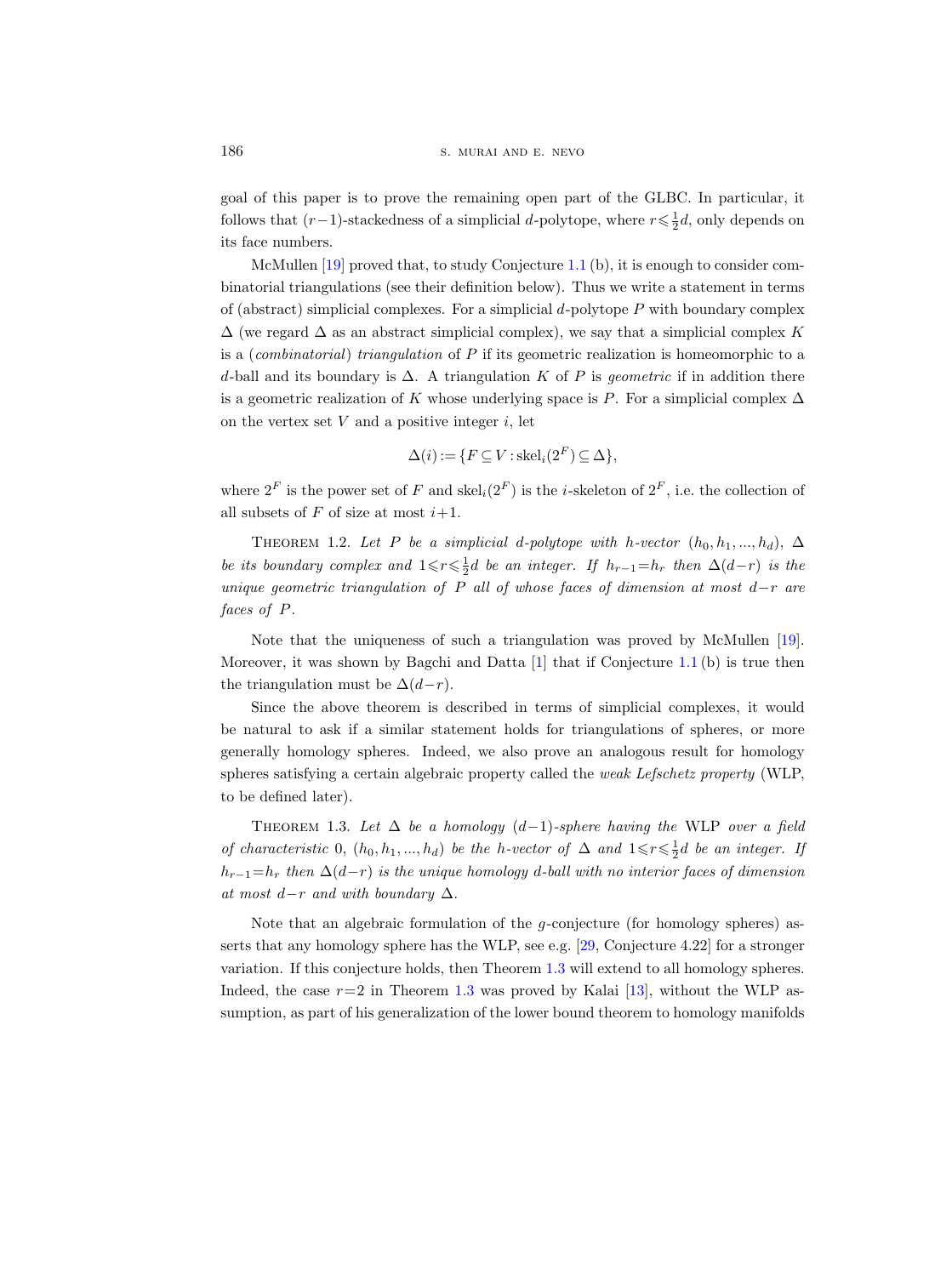goal of this paper is to prove the remaining open part of the GLBC. In particular, it follows that $(r-1)$-stackedness of a simplicial $d$-polytope, where $r \leqslant \frac{1}{2}d$, only depends on its face numbers.

McMullen [19] proved that, to study Conjecture 1.1 (b), it is enough to consider combinatorial triangulations (see their definition below). Thus we write a statement in terms of (abstract) simplicial complexes. For a simplicial $d$-polytope $P$ with boundary complex $\Delta$ (we regard $\Delta$ as an abstract simplicial complex), we say that a simplicial complex $K$ is a (*combinatorial*) *triangulation* of $P$ if its geometric realization is homeomorphic to a $d$-ball and its boundary is $\Delta$. A triangulation $K$ of $P$ is *geometric* if in addition there is a geometric realization of $K$ whose underlying space is $P$. For a simplicial complex $\Delta$ on the vertex set $V$ and a positive integer $i$, let

$$\Delta(i) := \{F \subseteq V : \mathrm{skel}_i(2^F) \subseteq \Delta\},$$

where $2^F$ is the power set of $F$ and $\mathrm{skel}_i(2^F)$ is the $i$-skeleton of $2^F$, i.e. the collection of all subsets of $F$ of size at most $i+1$.

THEOREM 1.2. *Let $P$ be a simplicial $d$-polytope with $h$-vector $(h_0, h_1, ..., h_d)$, $\Delta$ be its boundary complex and $1 \leqslant r \leqslant \frac{1}{2}d$ be an integer. If $h_{r-1} = h_r$ then $\Delta(d-r)$ is the unique geometric triangulation of $P$ all of whose faces of dimension at most $d-r$ are faces of $P$.*

Note that the uniqueness of such a triangulation was proved by McMullen [19]. Moreover, it was shown by Bagchi and Datta [1] that if Conjecture 1.1 (b) is true then the triangulation must be $\Delta(d-r)$.

Since the above theorem is described in terms of simplicial complexes, it would be natural to ask if a similar statement holds for triangulations of spheres, or more generally homology spheres. Indeed, we also prove an analogous result for homology spheres satisfying a certain algebraic property called the *weak Lefschetz property* (WLP, to be defined later).

THEOREM 1.3. *Let $\Delta$ be a homology $(d-1)$-sphere having the* WLP *over a field of characteristic* 0*, $(h_0, h_1, ..., h_d)$ be the $h$-vector of $\Delta$ and $1 \leqslant r \leqslant \frac{1}{2}d$ be an integer. If $h_{r-1} = h_r$ then $\Delta(d-r)$ is the unique homology $d$-ball with no interior faces of dimension at most $d-r$ and with boundary $\Delta$.*

Note that an algebraic formulation of the $g$-conjecture (for homology spheres) asserts that any homology sphere has the WLP, see e.g. [29, Conjecture 4.22] for a stronger variation. If this conjecture holds, then Theorem 1.3 will extend to all homology spheres. Indeed, the case $r=2$ in Theorem 1.3 was proved by Kalai [13], without the WLP assumption, as part of his generalization of the lower bound theorem to homology manifolds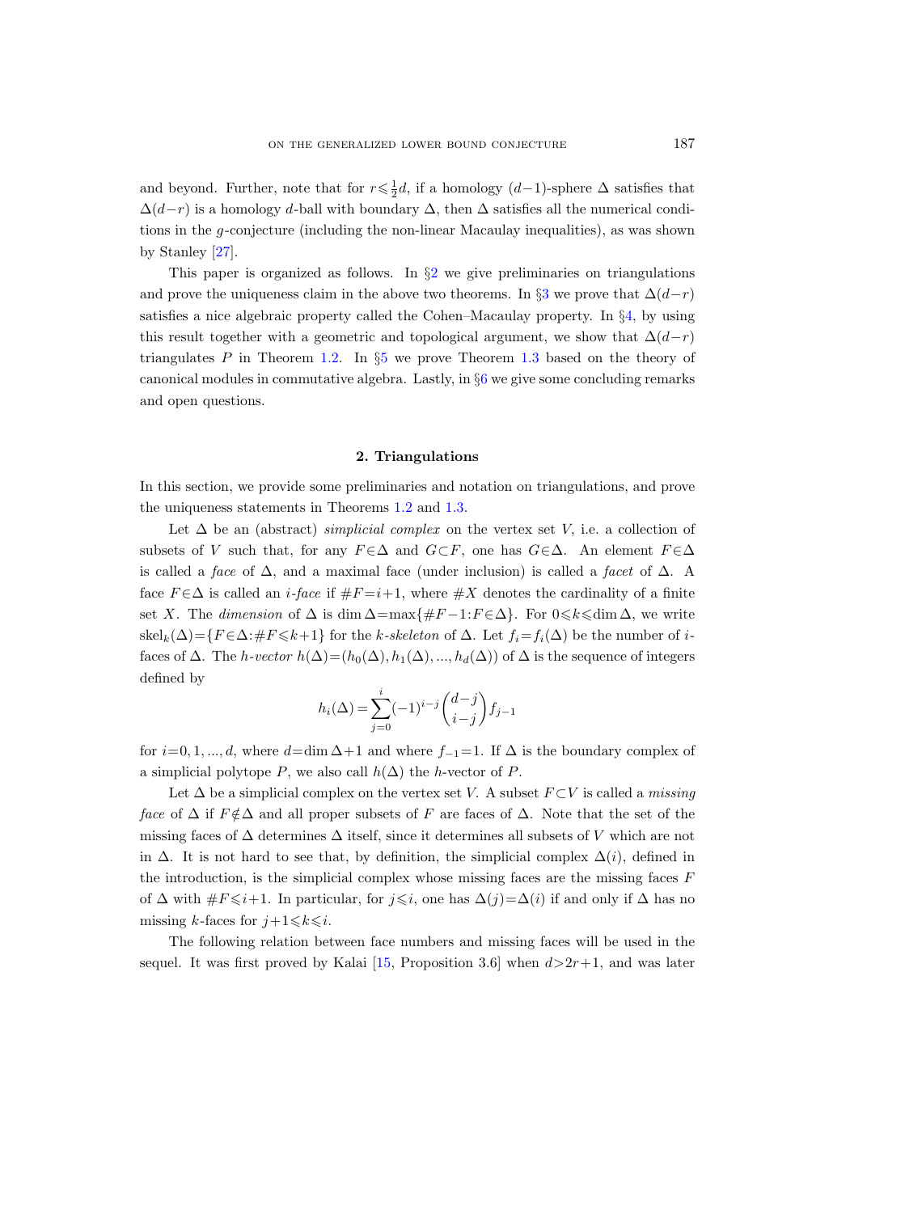and beyond. Further, note that for $r\leqslant\frac{1}{2}d$, if a homology $(d-1)$-sphere $\Delta$ satisfies that $\Delta(d-r)$ is a homology $d$-ball with boundary $\Delta$, then $\Delta$ satisfies all the numerical conditions in the $g$-conjecture (including the non-linear Macaulay inequalities), as was shown by Stanley [27].

This paper is organized as follows. In §2 we give preliminaries on triangulations and prove the uniqueness claim in the above two theorems. In §3 we prove that $\Delta(d-r)$ satisfies a nice algebraic property called the Cohen–Macaulay property. In §4, by using this result together with a geometric and topological argument, we show that $\Delta(d-r)$ triangulates $P$ in Theorem 1.2. In §5 we prove Theorem 1.3 based on the theory of canonical modules in commutative algebra. Lastly, in §6 we give some concluding remarks and open questions.

## 2. Triangulations

In this section, we provide some preliminaries and notation on triangulations, and prove the uniqueness statements in Theorems 1.2 and 1.3.

Let $\Delta$ be an (abstract) *simplicial complex* on the vertex set $V$, i.e. a collection of subsets of $V$ such that, for any $F\in\Delta$ and $G\subset F$, one has $G\in\Delta$. An element $F\in\Delta$ is called a *face* of $\Delta$, and a maximal face (under inclusion) is called a *facet* of $\Delta$. A face $F\in\Delta$ is called an *$i$-face* if $\#F=i+1$, where $\#X$ denotes the cardinality of a finite set $X$. The *dimension* of $\Delta$ is $\dim\Delta=\max\{\#F-1:F\in\Delta\}$. For $0\leqslant k\leqslant\dim\Delta$, we write $\operatorname{skel}_k(\Delta)=\{F\in\Delta:\#F\leqslant k+1\}$ for the *$k$-skeleton* of $\Delta$. Let $f_i=f_i(\Delta)$ be the number of $i$-faces of $\Delta$. The *$h$-vector* $h(\Delta)=(h_0(\Delta),h_1(\Delta),...,h_d(\Delta))$ of $\Delta$ is the sequence of integers defined by

$$h_i(\Delta)=\sum_{j=0}^{i}(-1)^{i-j}\binom{d-j}{i-j}f_{j-1}$$

for $i=0,1,...,d$, where $d=\dim\Delta+1$ and where $f_{-1}=1$. If $\Delta$ is the boundary complex of a simplicial polytope $P$, we also call $h(\Delta)$ the $h$-vector of $P$.

Let $\Delta$ be a simplicial complex on the vertex set $V$. A subset $F\subset V$ is called a *missing face* of $\Delta$ if $F\notin\Delta$ and all proper subsets of $F$ are faces of $\Delta$. Note that the set of the missing faces of $\Delta$ determines $\Delta$ itself, since it determines all subsets of $V$ which are not in $\Delta$. It is not hard to see that, by definition, the simplicial complex $\Delta(i)$, defined in the introduction, is the simplicial complex whose missing faces are the missing faces $F$ of $\Delta$ with $\#F\leqslant i+1$. In particular, for $j\leqslant i$, one has $\Delta(j)=\Delta(i)$ if and only if $\Delta$ has no missing $k$-faces for $j+1\leqslant k\leqslant i$.

The following relation between face numbers and missing faces will be used in the sequel. It was first proved by Kalai [15, Proposition 3.6] when $d>2r+1$, and was later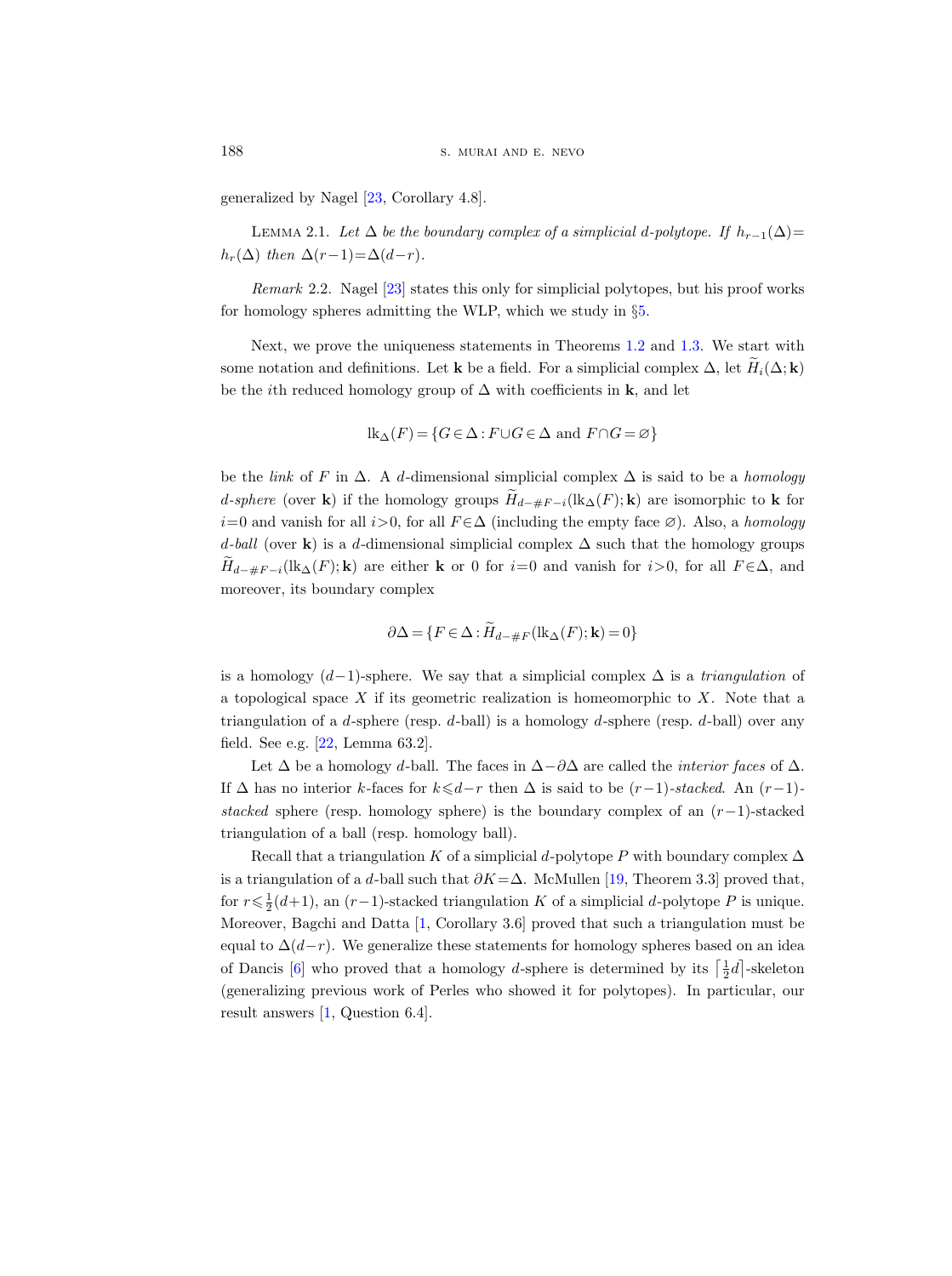generalized by Nagel [23, Corollary 4.8].

Lemma 2.1. *Let $\Delta$ be the boundary complex of a simplicial $d$-polytope. If $h_{r-1}(\Delta)=h_r(\Delta)$ then $\Delta(r-1)=\Delta(d-r)$.*

*Remark* 2.2. Nagel [23] states this only for simplicial polytopes, but his proof works for homology spheres admitting the WLP, which we study in §5.

Next, we prove the uniqueness statements in Theorems 1.2 and 1.3. We start with some notation and definitions. Let $\mathbf{k}$ be a field. For a simplicial complex $\Delta$, let $\widetilde{H}_i(\Delta;\mathbf{k})$ be the $i$th reduced homology group of $\Delta$ with coefficients in $\mathbf{k}$, and let

$$\mathrm{lk}_\Delta(F)=\{G\in\Delta : F\cup G\in\Delta \text{ and } F\cap G=\varnothing\}$$

be the *link* of $F$ in $\Delta$. A $d$-dimensional simplicial complex $\Delta$ is said to be a *homology $d$-sphere* (over $\mathbf{k}$) if the homology groups $\widetilde{H}_{d-\#F-i}(\mathrm{lk}_\Delta(F);\mathbf{k})$ are isomorphic to $\mathbf{k}$ for $i=0$ and vanish for all $i>0$, for all $F\in\Delta$ (including the empty face $\varnothing$). Also, a *homology $d$-ball* (over $\mathbf{k}$) is a $d$-dimensional simplicial complex $\Delta$ such that the homology groups $\widetilde{H}_{d-\#F-i}(\mathrm{lk}_\Delta(F);\mathbf{k})$ are either $\mathbf{k}$ or $0$ for $i=0$ and vanish for $i>0$, for all $F\in\Delta$, and moreover, its boundary complex

$$\partial\Delta=\{F\in\Delta : \widetilde{H}_{d-\#F}(\mathrm{lk}_\Delta(F);\mathbf{k})=0\}$$

is a homology $(d-1)$-sphere. We say that a simplicial complex $\Delta$ is a *triangulation* of a topological space $X$ if its geometric realization is homeomorphic to $X$. Note that a triangulation of a $d$-sphere (resp. $d$-ball) is a homology $d$-sphere (resp. $d$-ball) over any field. See e.g. [22, Lemma 63.2].

Let $\Delta$ be a homology $d$-ball. The faces in $\Delta-\partial\Delta$ are called the *interior faces* of $\Delta$. If $\Delta$ has no interior $k$-faces for $k\leqslant d-r$ then $\Delta$ is said to be *$(r-1)$-stacked*. An *$(r-1)$-stacked* sphere (resp. homology sphere) is the boundary complex of an $(r-1)$-stacked triangulation of a ball (resp. homology ball).

Recall that a triangulation $K$ of a simplicial $d$-polytope $P$ with boundary complex $\Delta$ is a triangulation of a $d$-ball such that $\partial K=\Delta$. McMullen [19, Theorem 3.3] proved that, for $r\leqslant\frac{1}{2}(d+1)$, an $(r-1)$-stacked triangulation $K$ of a simplicial $d$-polytope $P$ is unique. Moreover, Bagchi and Datta [1, Corollary 3.6] proved that such a triangulation must be equal to $\Delta(d-r)$. We generalize these statements for homology spheres based on an idea of Dancis [6] who proved that a homology $d$-sphere is determined by its $\lceil\frac{1}{2}d\rceil$-skeleton (generalizing previous work of Perles who showed it for polytopes). In particular, our result answers [1, Question 6.4].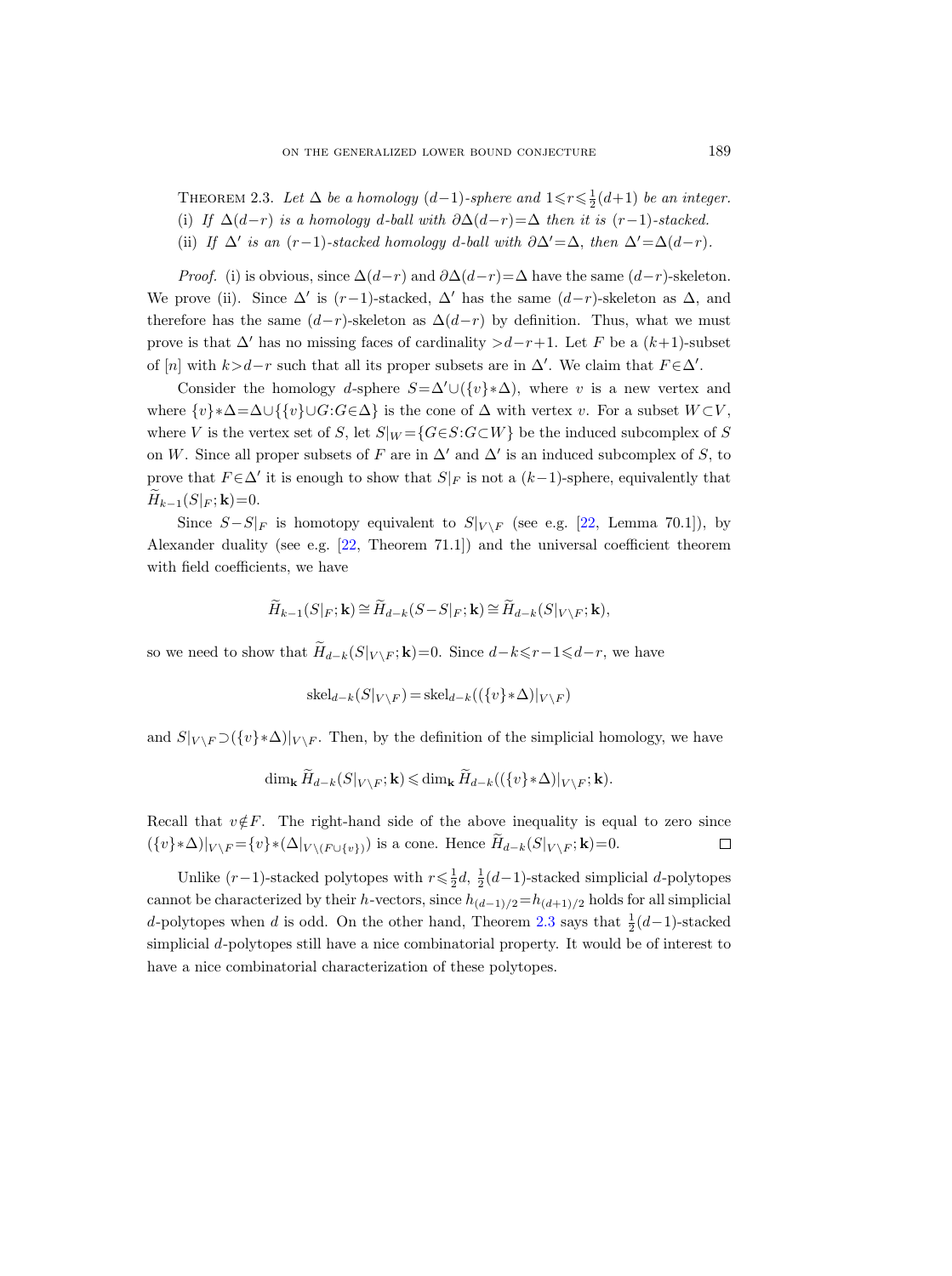**Theorem 2.3.** *Let $\Delta$ be a homology $(d-1)$-sphere and $1 \leqslant r \leqslant \frac{1}{2}(d+1)$ be an integer.*

(i) *If $\Delta(d-r)$ is a homology $d$-ball with $\partial\Delta(d-r)=\Delta$ then it is $(r-1)$-stacked.*

(ii) *If $\Delta'$ is an $(r-1)$-stacked homology $d$-ball with $\partial\Delta'=\Delta$, then $\Delta'=\Delta(d-r)$.*

*Proof.* (i) is obvious, since $\Delta(d-r)$ and $\partial\Delta(d-r)=\Delta$ have the same $(d-r)$-skeleton. We prove (ii). Since $\Delta'$ is $(r-1)$-stacked, $\Delta'$ has the same $(d-r)$-skeleton as $\Delta$, and therefore has the same $(d-r)$-skeleton as $\Delta(d-r)$ by definition. Thus, what we must prove is that $\Delta'$ has no missing faces of cardinality $>d-r+1$. Let $F$ be a $(k+1)$-subset of $[n]$ with $k>d-r$ such that all its proper subsets are in $\Delta'$. We claim that $F\in\Delta'$.

Consider the homology $d$-sphere $S=\Delta'\cup(\{v\}*\Delta)$, where $v$ is a new vertex and where $\{v\}*\Delta=\Delta\cup\{\{v\}\cup G : G\in\Delta\}$ is the cone of $\Delta$ with vertex $v$. For a subset $W\subset V$, where $V$ is the vertex set of $S$, let $S|_W=\{G\in S : G\subset W\}$ be the induced subcomplex of $S$ on $W$. Since all proper subsets of $F$ are in $\Delta'$ and $\Delta'$ is an induced subcomplex of $S$, to prove that $F\in\Delta'$ it is enough to show that $S|_F$ is not a $(k-1)$-sphere, equivalently that $\widetilde{H}_{k-1}(S|_F;\mathbf{k})=0$.

Since $S-S|_F$ is homotopy equivalent to $S|_{V\setminus F}$ (see e.g. [22, Lemma 70.1]), by Alexander duality (see e.g. [22, Theorem 71.1]) and the universal coefficient theorem with field coefficients, we have

$$\widetilde{H}_{k-1}(S|_F;\mathbf{k}) \cong \widetilde{H}_{d-k}(S-S|_F;\mathbf{k}) \cong \widetilde{H}_{d-k}(S|_{V\setminus F};\mathbf{k}),$$

so we need to show that $\widetilde{H}_{d-k}(S|_{V\setminus F};\mathbf{k})=0$. Since $d-k\leqslant r-1\leqslant d-r$, we have

$$\operatorname{skel}_{d-k}(S|_{V\setminus F}) = \operatorname{skel}_{d-k}((\{v\}*\Delta)|_{V\setminus F})$$

and $S|_{V\setminus F}\supset(\{v\}*\Delta)|_{V\setminus F}$. Then, by the definition of the simplicial homology, we have

$$\dim_{\mathbf{k}} \widetilde{H}_{d-k}(S|_{V\setminus F};\mathbf{k}) \leqslant \dim_{\mathbf{k}} \widetilde{H}_{d-k}((\{v\}*\Delta)|_{V\setminus F};\mathbf{k}).$$

Recall that $v\notin F$. The right-hand side of the above inequality is equal to zero since $(\{v\}*\Delta)|_{V\setminus F}=\{v\}*(\Delta|_{V\setminus(F\cup\{v\})})$ is a cone. Hence $\widetilde{H}_{d-k}(S|_{V\setminus F};\mathbf{k})=0$. $\square$

Unlike $(r-1)$-stacked polytopes with $r\leqslant\frac{1}{2}d$, $\frac{1}{2}(d-1)$-stacked simplicial $d$-polytopes cannot be characterized by their $h$-vectors, since $h_{(d-1)/2}=h_{(d+1)/2}$ holds for all simplicial $d$-polytopes when $d$ is odd. On the other hand, Theorem 2.3 says that $\frac{1}{2}(d-1)$-stacked simplicial $d$-polytopes still have a nice combinatorial property. It would be of interest to have a nice combinatorial characterization of these polytopes.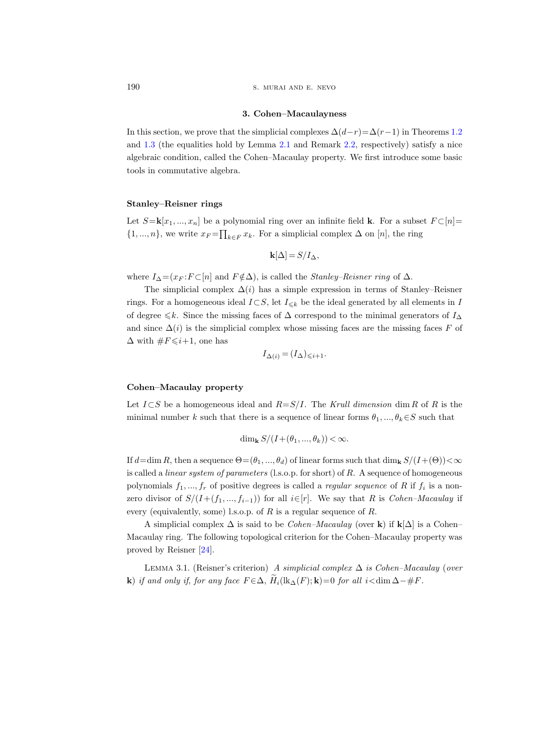## 3. Cohen–Macaulayness

In this section, we prove that the simplicial complexes $\Delta(d-r)=\Delta(r-1)$ in Theorems 1.2 and 1.3 (the equalities hold by Lemma 2.1 and Remark 2.2, respectively) satisfy a nice algebraic condition, called the Cohen–Macaulay property. We first introduce some basic tools in commutative algebra.

### Stanley–Reisner rings

Let $S=\mathbf{k}[x_1,...,x_n]$ be a polynomial ring over an infinite field $\mathbf{k}$. For a subset $F\subset[n]=\{1,...,n\}$, we write $x_F=\prod_{k\in F}x_k$. For a simplicial complex $\Delta$ on $[n]$, the ring

$$\mathbf{k}[\Delta]=S/I_\Delta,$$

where $I_\Delta=(x_F:F\subset[n] \text{ and } F\notin\Delta)$, is called the *Stanley–Reisner ring* of $\Delta$.

The simplicial complex $\Delta(i)$ has a simple expression in terms of Stanley–Reisner rings. For a homogeneous ideal $I\subset S$, let $I_{\leqslant k}$ be the ideal generated by all elements in $I$ of degree $\leqslant k$. Since the missing faces of $\Delta$ correspond to the minimal generators of $I_\Delta$ and since $\Delta(i)$ is the simplicial complex whose missing faces are the missing faces $F$ of $\Delta$ with $\#F\leqslant i+1$, one has

$$I_{\Delta(i)}=(I_\Delta)_{\leqslant i+1}.$$

### Cohen–Macaulay property

Let $I\subset S$ be a homogeneous ideal and $R=S/I$. The *Krull dimension* $\dim R$ of $R$ is the minimal number $k$ such that there is a sequence of linear forms $\theta_1,...,\theta_k\in S$ such that

$$\dim_{\mathbf{k}} S/(I+(\theta_1,...,\theta_k))<\infty.$$

If $d=\dim R$, then a sequence $\Theta=(\theta_1,...,\theta_d)$ of linear forms such that $\dim_{\mathbf{k}} S/(I+(\Theta))<\infty$ is called a *linear system of parameters* (l.s.o.p. for short) of $R$. A sequence of homogeneous polynomials $f_1,...,f_r$ of positive degrees is called a *regular sequence* of $R$ if $f_i$ is a non-zero divisor of $S/(I+(f_1,...,f_{i-1}))$ for all $i\in[r]$. We say that $R$ is *Cohen–Macaulay* if every (equivalently, some) l.s.o.p. of $R$ is a regular sequence of $R$.

A simplicial complex $\Delta$ is said to be *Cohen–Macaulay* (over $\mathbf{k}$) if $\mathbf{k}[\Delta]$ is a Cohen–Macaulay ring. The following topological criterion for the Cohen–Macaulay property was proved by Reisner [24].

Lemma 3.1. (Reisner's criterion) *A simplicial complex $\Delta$ is Cohen–Macaulay* (*over* $\mathbf{k}$) *if and only if, for any face $F\in\Delta$, $\widetilde{H}_i(\mathrm{lk}_\Delta(F);\mathbf{k})=0$ for all $i<\dim\Delta-\#F$.*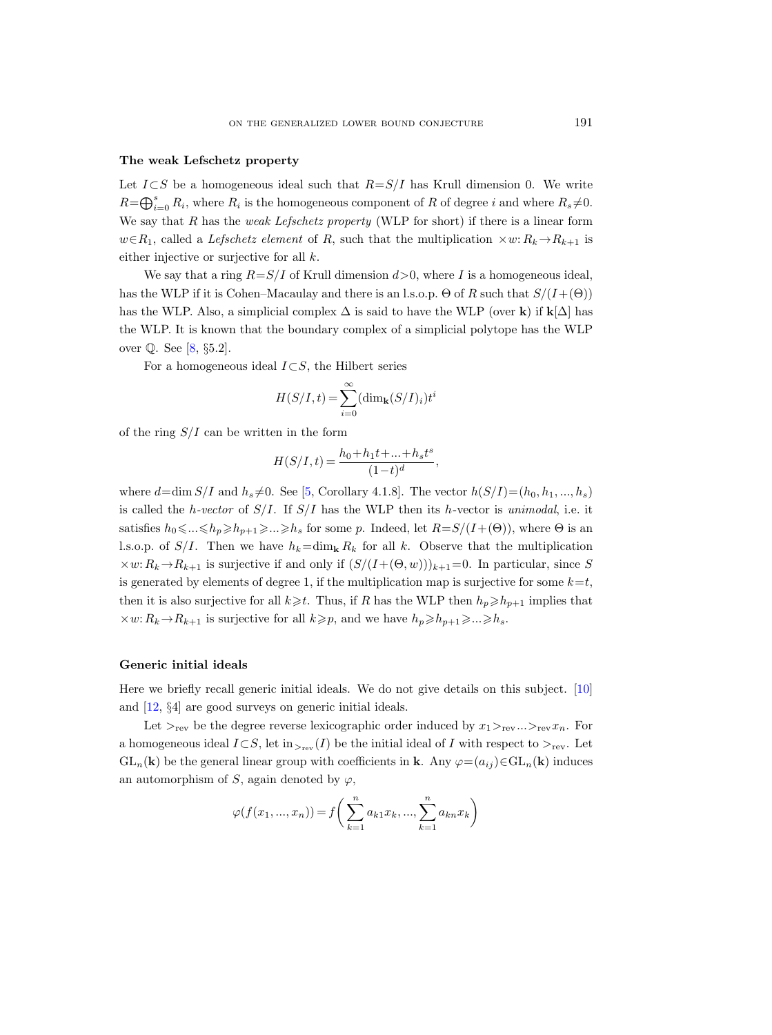### The weak Lefschetz property

Let $I \subset S$ be a homogeneous ideal such that $R = S/I$ has Krull dimension 0. We write $R = \bigoplus_{i=0}^{s} R_i$, where $R_i$ is the homogeneous component of $R$ of degree $i$ and where $R_s \neq 0$. We say that $R$ has the *weak Lefschetz property* (WLP for short) if there is a linear form $w \in R_1$, called a *Lefschetz element* of $R$, such that the multiplication $\times w \colon R_k \to R_{k+1}$ is either injective or surjective for all $k$.

We say that a ring $R = S/I$ of Krull dimension $d > 0$, where $I$ is a homogeneous ideal, has the WLP if it is Cohen–Macaulay and there is an l.s.o.p. $\Theta$ of $R$ such that $S/(I + (\Theta))$ has the WLP. Also, a simplicial complex $\Delta$ is said to have the WLP (over $\mathbf{k}$) if $\mathbf{k}[\Delta]$ has the WLP. It is known that the boundary complex of a simplicial polytope has the WLP over $\mathbb{Q}$. See [8, §5.2].

For a homogeneous ideal $I \subset S$, the Hilbert series

$$H(S/I, t) = \sum_{i=0}^{\infty} (\dim_{\mathbf{k}} (S/I)_i) t^i$$

of the ring $S/I$ can be written in the form

$$H(S/I, t) = \frac{h_0 + h_1 t + \ldots + h_s t^s}{(1-t)^d},$$

where $d = \dim S/I$ and $h_s \neq 0$. See [5, Corollary 4.1.8]. The vector $h(S/I) = (h_0, h_1, \ldots, h_s)$ is called the *h-vector* of $S/I$. If $S/I$ has the WLP then its $h$-vector is *unimodal*, i.e. it satisfies $h_0 \leqslant \ldots \leqslant h_p \geqslant h_{p+1} \geqslant \ldots \geqslant h_s$ for some $p$. Indeed, let $R = S/(I + (\Theta))$, where $\Theta$ is an l.s.o.p. of $S/I$. Then we have $h_k = \dim_{\mathbf{k}} R_k$ for all $k$. Observe that the multiplication $\times w \colon R_k \to R_{k+1}$ is surjective if and only if $(S/(I + (\Theta, w)))_{k+1} = 0$. In particular, since $S$ is generated by elements of degree 1, if the multiplication map is surjective for some $k = t$, then it is also surjective for all $k \geqslant t$. Thus, if $R$ has the WLP then $h_p \geqslant h_{p+1}$ implies that $\times w \colon R_k \to R_{k+1}$ is surjective for all $k \geqslant p$, and we have $h_p \geqslant h_{p+1} \geqslant \ldots \geqslant h_s$.

### Generic initial ideals

Here we briefly recall generic initial ideals. We do not give details on this subject. [10] and [12, §4] are good surveys on generic initial ideals.

Let $>_{\mathrm{rev}}$ be the degree reverse lexicographic order induced by $x_1 >_{\mathrm{rev}} \ldots >_{\mathrm{rev}} x_n$. For a homogeneous ideal $I \subset S$, let $\mathrm{in}_{>_{\mathrm{rev}}}(I)$ be the initial ideal of $I$ with respect to $>_{\mathrm{rev}}$. Let $\mathrm{GL}_n(\mathbf{k})$ be the general linear group with coefficients in $\mathbf{k}$. Any $\varphi = (a_{ij}) \in \mathrm{GL}_n(\mathbf{k})$ induces an automorphism of $S$, again denoted by $\varphi$,

$$\varphi(f(x_1, \ldots, x_n)) = f\left( \sum_{k=1}^{n} a_{k1} x_k, \ldots, \sum_{k=1}^{n} a_{kn} x_k \right)$$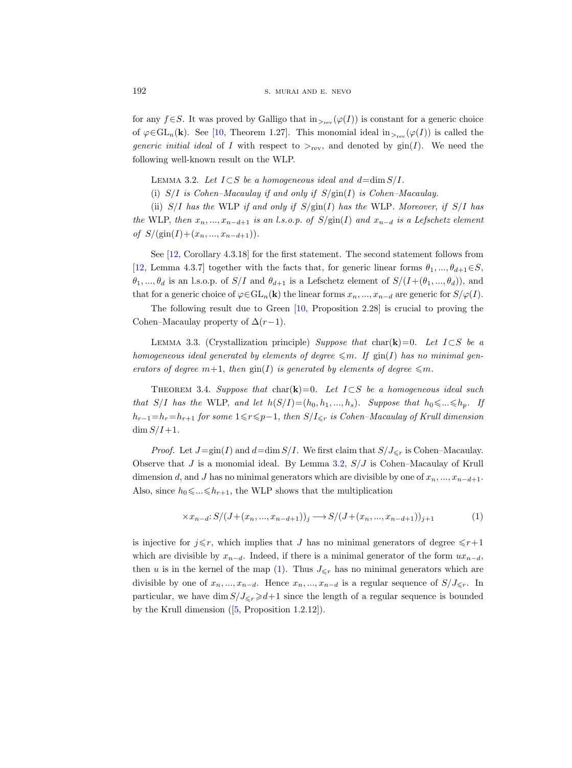for any $f \in S$. It was proved by Galligo that $\mathrm{in}_{>_{\mathrm{rev}}}(\varphi(I))$ is constant for a generic choice of $\varphi \in \mathrm{GL}_n(\mathbf{k})$. See [10, Theorem 1.27]. This monomial ideal $\mathrm{in}_{>_{\mathrm{rev}}}(\varphi(I))$ is called the *generic initial ideal* of $I$ with respect to $>_{\mathrm{rev}}$, and denoted by $\mathrm{gin}(I)$. We need the following well-known result on the WLP.

Lemma 3.2. *Let $I \subset S$ be a homogeneous ideal and $d = \dim S/I$.*

(i) *$S/I$ is Cohen–Macaulay if and only if $S/\mathrm{gin}(I)$ is Cohen–Macaulay.*

(ii) *$S/I$ has the* WLP *if and only if $S/\mathrm{gin}(I)$ has the* WLP. *Moreover, if $S/I$ has the* WLP, *then $x_n, ..., x_{n-d+1}$ is an l.s.o.p. of $S/\mathrm{gin}(I)$ and $x_{n-d}$ is a Lefschetz element of $S/(\mathrm{gin}(I) + (x_n, ..., x_{n-d+1}))$.*

See [12, Corollary 4.3.18] for the first statement. The second statement follows from [12, Lemma 4.3.7] together with the facts that, for generic linear forms $\theta_1, ..., \theta_{d+1} \in S$, $\theta_1, ..., \theta_d$ is an l.s.o.p. of $S/I$ and $\theta_{d+1}$ is a Lefschetz element of $S/(I + (\theta_1, ..., \theta_d))$, and that for a generic choice of $\varphi \in \mathrm{GL}_n(\mathbf{k})$ the linear forms $x_n, ..., x_{n-d}$ are generic for $S/\varphi(I)$.

The following result due to Green [10, Proposition 2.28] is crucial to proving the Cohen–Macaulay property of $\Delta(r-1)$.

Lemma 3.3. (Crystallization principle) *Suppose that $\mathrm{char}(\mathbf{k}) = 0$. Let $I \subset S$ be a homogeneous ideal generated by elements of degree $\leqslant m$. If $\mathrm{gin}(I)$ has no minimal generators of degree $m+1$, then $\mathrm{gin}(I)$ is generated by elements of degree $\leqslant m$.*

Theorem 3.4. *Suppose that $\mathrm{char}(\mathbf{k}) = 0$. Let $I \subset S$ be a homogeneous ideal such that $S/I$ has the* WLP, *and let $h(S/I) = (h_0, h_1, ..., h_s)$. Suppose that $h_0 \leqslant ... \leqslant h_p$. If $h_{r-1} = h_r = h_{r+1}$ for some $1 \leqslant r \leqslant p-1$, then $S/I_{\leqslant r}$ is Cohen–Macaulay of Krull dimension $\dim S/I + 1$.*

*Proof.* Let $J = \mathrm{gin}(I)$ and $d = \dim S/I$. We first claim that $S/J_{\leqslant r}$ is Cohen–Macaulay. Observe that $J$ is a monomial ideal. By Lemma 3.2, $S/J$ is Cohen–Macaulay of Krull dimension $d$, and $J$ has no minimal generators which are divisible by one of $x_n, ..., x_{n-d+1}$. Also, since $h_0 \leqslant ... \leqslant h_{r+1}$, the WLP shows that the multiplication

$$\times x_{n-d} \colon S/(J + (x_n, ..., x_{n-d+1}))_j \longrightarrow S/(J + (x_n, ..., x_{n-d+1}))_{j+1} \tag{1}$$

is injective for $j \leqslant r$, which implies that $J$ has no minimal generators of degree $\leqslant r+1$ which are divisible by $x_{n-d}$. Indeed, if there is a minimal generator of the form $ux_{n-d}$, then $u$ is in the kernel of the map (1). Thus $J_{\leqslant r}$ has no minimal generators which are divisible by one of $x_n, ..., x_{n-d}$. Hence $x_n, ..., x_{n-d}$ is a regular sequence of $S/J_{\leqslant r}$. In particular, we have $\dim S/J_{\leqslant r} \geqslant d+1$ since the length of a regular sequence is bounded by the Krull dimension ([5, Proposition 1.2.12]).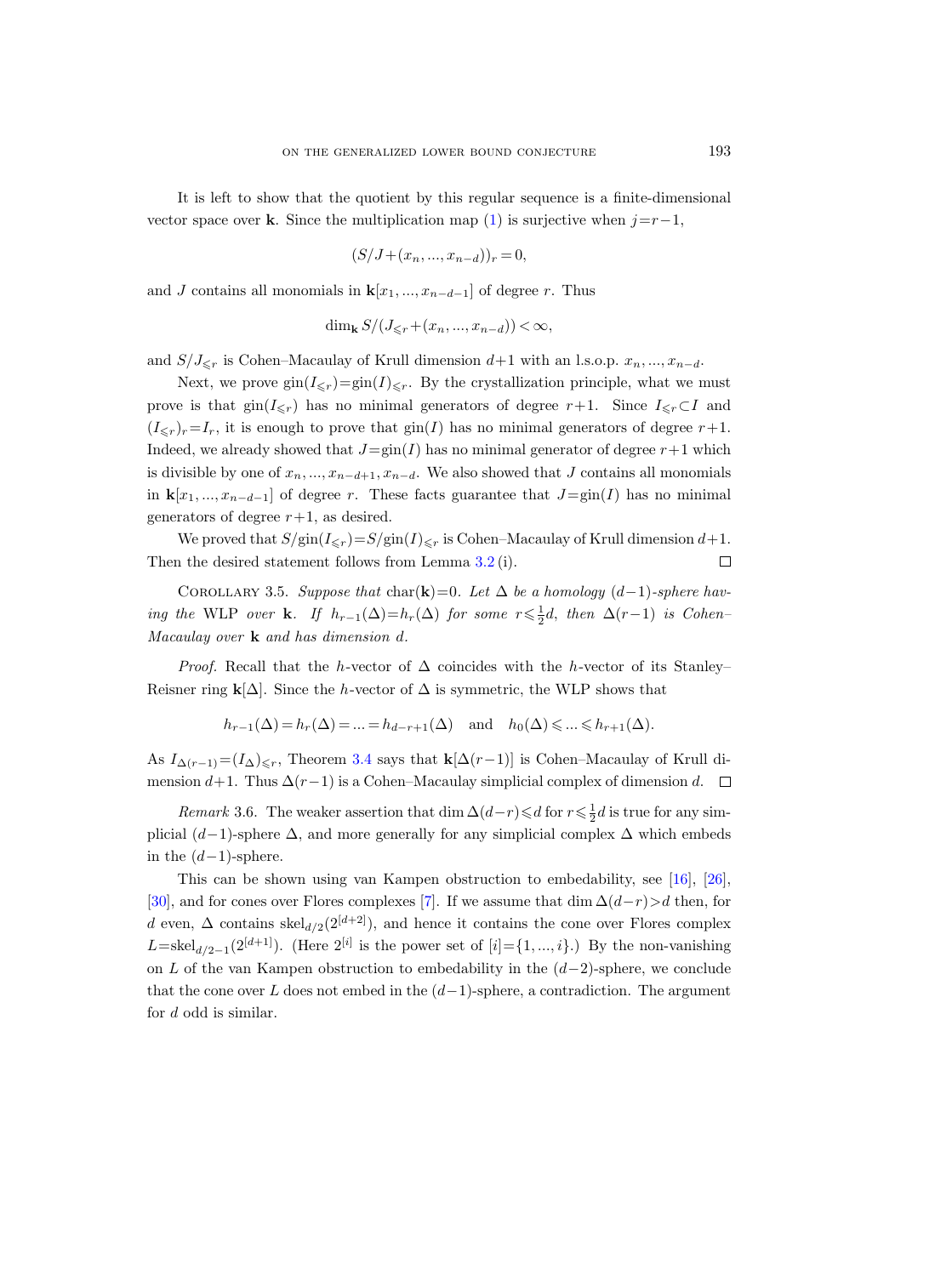It is left to show that the quotient by this regular sequence is a finite-dimensional vector space over $\mathbf{k}$. Since the multiplication map (1) is surjective when $j=r-1$,

$$(S/J+(x_n, ..., x_{n-d}))_r=0,$$

and $J$ contains all monomials in $\mathbf{k}[x_1, ..., x_{n-d-1}]$ of degree $r$. Thus

$$\dim_{\mathbf{k}} S/(J_{\leqslant r}+(x_n, ..., x_{n-d}))<\infty,$$

and $S/J_{\leqslant r}$ is Cohen–Macaulay of Krull dimension $d+1$ with an l.s.o.p. $x_n, ..., x_{n-d}$.

Next, we prove $\operatorname{gin}(I_{\leqslant r})=\operatorname{gin}(I)_{\leqslant r}$. By the crystallization principle, what we must prove is that $\operatorname{gin}(I_{\leqslant r})$ has no minimal generators of degree $r+1$. Since $I_{\leqslant r}\subset I$ and $(I_{\leqslant r})_r=I_r$, it is enough to prove that $\operatorname{gin}(I)$ has no minimal generators of degree $r+1$. Indeed, we already showed that $J=\operatorname{gin}(I)$ has no minimal generator of degree $r+1$ which is divisible by one of $x_n, ..., x_{n-d+1}, x_{n-d}$. We also showed that $J$ contains all monomials in $\mathbf{k}[x_1, ..., x_{n-d-1}]$ of degree $r$. These facts guarantee that $J=\operatorname{gin}(I)$ has no minimal generators of degree $r+1$, as desired.

We proved that $S/\operatorname{gin}(I_{\leqslant r})=S/\operatorname{gin}(I)_{\leqslant r}$ is Cohen–Macaulay of Krull dimension $d+1$. Then the desired statement follows from Lemma 3.2 (i). $\square$

Corollary 3.5. *Suppose that* $\operatorname{char}(\mathbf{k})=0$. *Let* $\Delta$ *be a homology* $(d-1)$*-sphere having the* WLP *over* $\mathbf{k}$. *If* $h_{r-1}(\Delta)=h_r(\Delta)$ *for some* $r\leqslant\frac{1}{2}d$, *then* $\Delta(r-1)$ *is Cohen–Macaulay over* $\mathbf{k}$ *and has dimension* $d$.

*Proof.* Recall that the $h$-vector of $\Delta$ coincides with the $h$-vector of its Stanley–Reisner ring $\mathbf{k}[\Delta]$. Since the $h$-vector of $\Delta$ is symmetric, the WLP shows that

$$h_{r-1}(\Delta)=h_r(\Delta)=...=h_{d-r+1}(\Delta) \quad \text{and} \quad h_0(\Delta)\leqslant ...\leqslant h_{r+1}(\Delta).$$

As $I_{\Delta(r-1)}=(I_\Delta)_{\leqslant r}$, Theorem 3.4 says that $\mathbf{k}[\Delta(r-1)]$ is Cohen–Macaulay of Krull dimension $d+1$. Thus $\Delta(r-1)$ is a Cohen–Macaulay simplicial complex of dimension $d$. $\square$

*Remark* 3.6. The weaker assertion that $\dim\Delta(d-r)\leqslant d$ for $r\leqslant\frac{1}{2}d$ is true for any simplicial $(d-1)$-sphere $\Delta$, and more generally for any simplicial complex $\Delta$ which embeds in the $(d-1)$-sphere.

This can be shown using van Kampen obstruction to embedability, see [16], [26], [30], and for cones over Flores complexes [7]. If we assume that $\dim\Delta(d-r)>d$ then, for $d$ even, $\Delta$ contains $\operatorname{skel}_{d/2}(2^{[d+2]})$, and hence it contains the cone over Flores complex $L=\operatorname{skel}_{d/2-1}(2^{[d+1]})$. (Here $2^{[i]}$ is the power set of $[i]=\{1, ..., i\}$.) By the non-vanishing on $L$ of the van Kampen obstruction to embedability in the $(d-2)$-sphere, we conclude that the cone over $L$ does not embed in the $(d-1)$-sphere, a contradiction. The argument for $d$ odd is similar.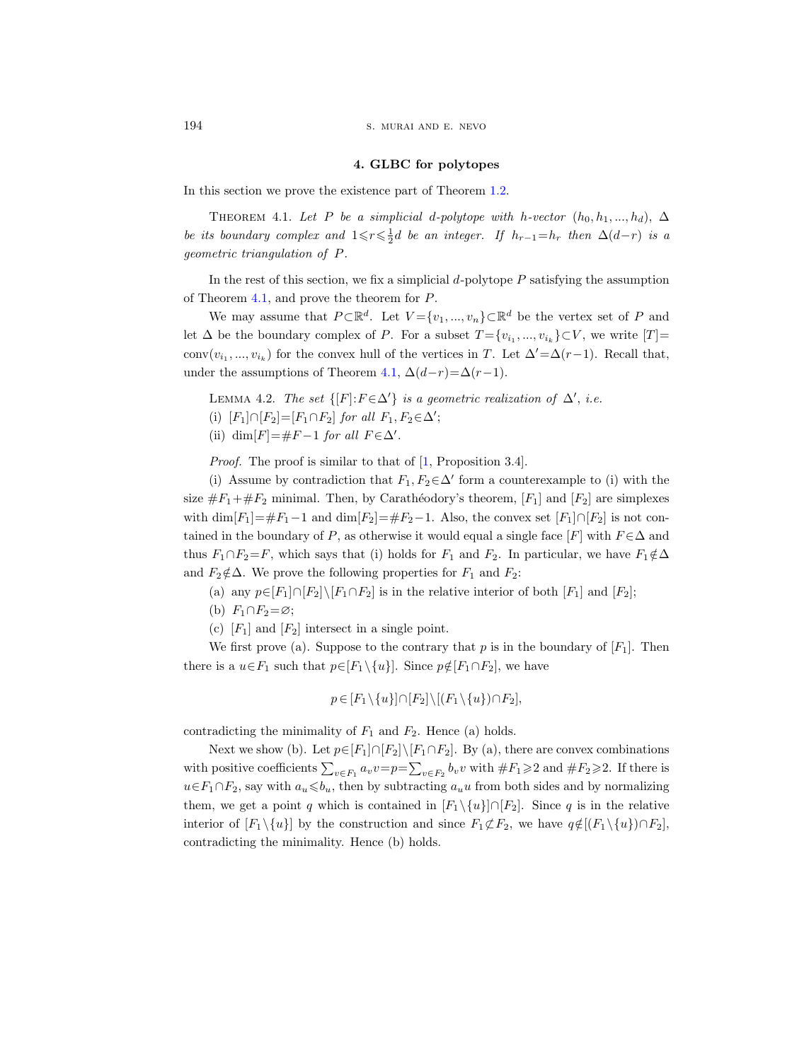## 4. GLBC for polytopes

In this section we prove the existence part of Theorem 1.2.

THEOREM 4.1. *Let $P$ be a simplicial $d$-polytope with $h$-vector $(h_0, h_1, ..., h_d)$, $\Delta$ be its boundary complex and $1 \leqslant r \leqslant \frac{1}{2}d$ be an integer. If $h_{r-1} = h_r$ then $\Delta(d-r)$ is a geometric triangulation of $P$.*

In the rest of this section, we fix a simplicial $d$-polytope $P$ satisfying the assumption of Theorem 4.1, and prove the theorem for $P$.

We may assume that $P \subset \mathbb{R}^d$. Let $V = \{v_1, ..., v_n\} \subset \mathbb{R}^d$ be the vertex set of $P$ and let $\Delta$ be the boundary complex of $P$. For a subset $T = \{v_{i_1}, ..., v_{i_k}\} \subset V$, we write $[T] = \operatorname{conv}(v_{i_1}, ..., v_{i_k})$ for the convex hull of the vertices in $T$. Let $\Delta' = \Delta(r-1)$. Recall that, under the assumptions of Theorem 4.1, $\Delta(d-r) = \Delta(r-1)$.

LEMMA 4.2. *The set $\{[F] : F \in \Delta'\}$ is a geometric realization of $\Delta'$, i.e.*
(i) *$[F_1] \cap [F_2] = [F_1 \cap F_2]$ for all $F_1, F_2 \in \Delta'$;*
(ii) *$\dim [F] = \#F - 1$ for all $F \in \Delta'$.*

*Proof.* The proof is similar to that of [1, Proposition 3.4].

(i) Assume by contradiction that $F_1, F_2 \in \Delta'$ form a counterexample to (i) with the size $\#F_1 + \#F_2$ minimal. Then, by Carathéodory's theorem, $[F_1]$ and $[F_2]$ are simplexes with $\dim [F_1] = \#F_1 - 1$ and $\dim [F_2] = \#F_2 - 1$. Also, the convex set $[F_1] \cap [F_2]$ is not contained in the boundary of $P$, as otherwise it would equal a single face $[F]$ with $F \in \Delta$ and thus $F_1 \cap F_2 = F$, which says that (i) holds for $F_1$ and $F_2$. In particular, we have $F_1 \notin \Delta$ and $F_2 \notin \Delta$. We prove the following properties for $F_1$ and $F_2$:

(a) any $p \in [F_1] \cap [F_2] \setminus [F_1 \cap F_2]$ is in the relative interior of both $[F_1]$ and $[F_2]$;
(b) $F_1 \cap F_2 = \varnothing$;
(c) $[F_1]$ and $[F_2]$ intersect in a single point.

We first prove (a). Suppose to the contrary that $p$ is in the boundary of $[F_1]$. Then there is a $u \in F_1$ such that $p \in [F_1 \setminus \{u\}]$. Since $p \notin [F_1 \cap F_2]$, we have

$$p \in [F_1 \setminus \{u\}] \cap [F_2] \setminus [(F_1 \setminus \{u\}) \cap F_2],$$

contradicting the minimality of $F_1$ and $F_2$. Hence (a) holds.

Next we show (b). Let $p \in [F_1] \cap [F_2] \setminus [F_1 \cap F_2]$. By (a), there are convex combinations with positive coefficients $\sum_{v \in F_1} a_v v = p = \sum_{v \in F_2} b_v v$ with $\#F_1 \geqslant 2$ and $\#F_2 \geqslant 2$. If there is $u \in F_1 \cap F_2$, say with $a_u \leqslant b_u$, then by subtracting $a_u u$ from both sides and by normalizing them, we get a point $q$ which is contained in $[F_1 \setminus \{u\}] \cap [F_2]$. Since $q$ is in the relative interior of $[F_1 \setminus \{u\}]$ by the construction and since $F_1 \not\subset F_2$, we have $q \notin [(F_1 \setminus \{u\}) \cap F_2]$, contradicting the minimality. Hence (b) holds.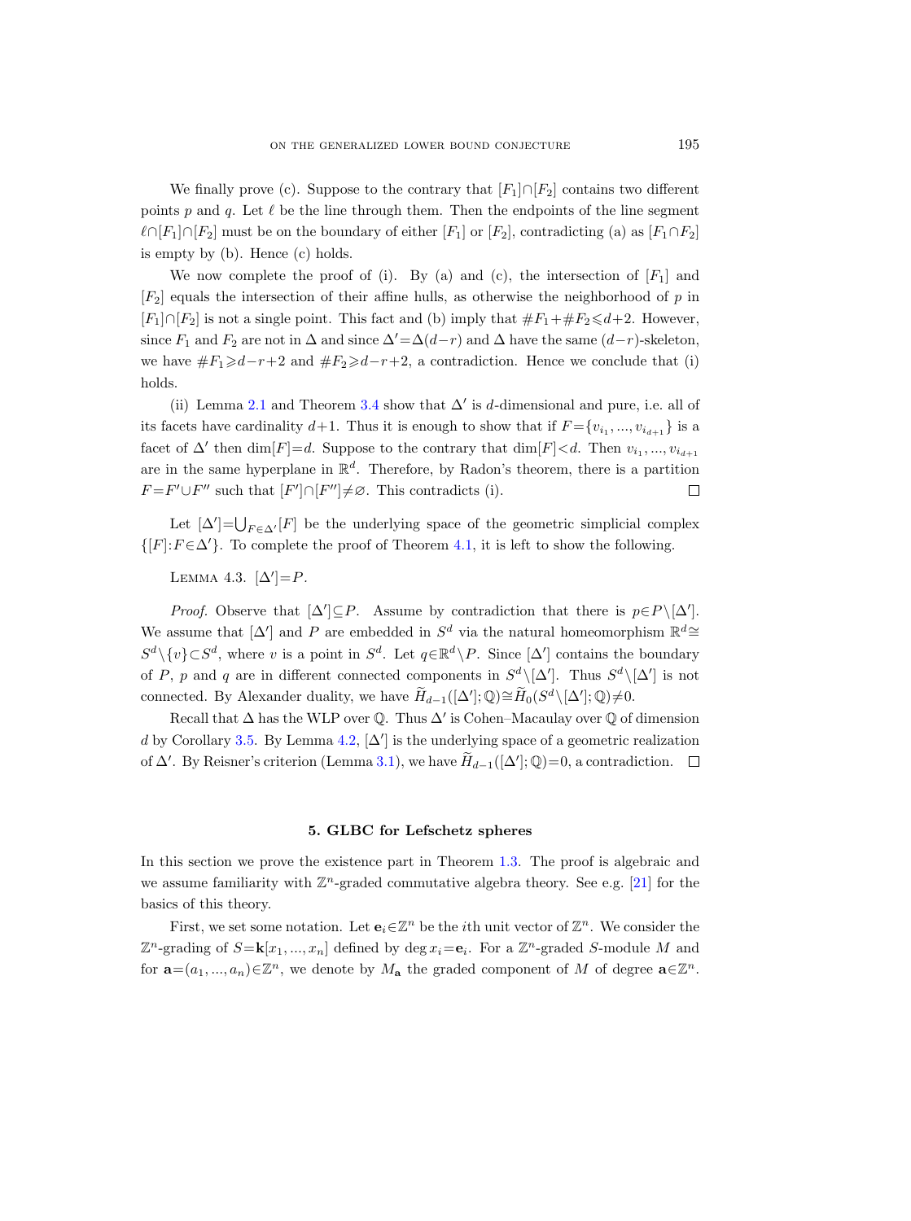We finally prove (c). Suppose to the contrary that $[F_1]\cap[F_2]$ contains two different points $p$ and $q$. Let $\ell$ be the line through them. Then the endpoints of the line segment $\ell\cap[F_1]\cap[F_2]$ must be on the boundary of either $[F_1]$ or $[F_2]$, contradicting (a) as $[F_1\cap F_2]$ is empty by (b). Hence (c) holds.

We now complete the proof of (i). By (a) and (c), the intersection of $[F_1]$ and $[F_2]$ equals the intersection of their affine hulls, as otherwise the neighborhood of $p$ in $[F_1]\cap[F_2]$ is not a single point. This fact and (b) imply that $\#F_1+\#F_2\leqslant d+2$. However, since $F_1$ and $F_2$ are not in $\Delta$ and since $\Delta'=\Delta(d-r)$ and $\Delta$ have the same $(d-r)$-skeleton, we have $\#F_1\geqslant d-r+2$ and $\#F_2\geqslant d-r+2$, a contradiction. Hence we conclude that (i) holds.

(ii) Lemma 2.1 and Theorem 3.4 show that $\Delta'$ is $d$-dimensional and pure, i.e. all of its facets have cardinality $d+1$. Thus it is enough to show that if $F=\{v_{i_1},...,v_{i_{d+1}}\}$ is a facet of $\Delta'$ then $\dim[F]=d$. Suppose to the contrary that $\dim[F]<d$. Then $v_{i_1},...,v_{i_{d+1}}$ are in the same hyperplane in $\mathbb{R}^d$. Therefore, by Radon's theorem, there is a partition $F=F'\cup F''$ such that $[F']\cap[F'']\neq\varnothing$. This contradicts (i). $\square$

Let $[\Delta']=\bigcup_{F\in\Delta'}[F]$ be the underlying space of the geometric simplicial complex $\{[F]:F\in\Delta'\}$. To complete the proof of Theorem 4.1, it is left to show the following.

Lemma 4.3. $[\Delta']=P$.

*Proof.* Observe that $[\Delta']\subseteq P$. Assume by contradiction that there is $p\in P\setminus[\Delta']$. We assume that $[\Delta']$ and $P$ are embedded in $S^d$ via the natural homeomorphism $\mathbb{R}^d\cong S^d\setminus\{v\}\subset S^d$, where $v$ is a point in $S^d$. Let $q\in\mathbb{R}^d\setminus P$. Since $[\Delta']$ contains the boundary of $P$, $p$ and $q$ are in different connected components in $S^d\setminus[\Delta']$. Thus $S^d\setminus[\Delta']$ is not connected. By Alexander duality, we have $\widetilde{H}_{d-1}([\Delta'];\mathbb{Q})\cong\widetilde{H}_0(S^d\setminus[\Delta'];\mathbb{Q})\neq 0$.

Recall that $\Delta$ has the WLP over $\mathbb{Q}$. Thus $\Delta'$ is Cohen–Macaulay over $\mathbb{Q}$ of dimension $d$ by Corollary 3.5. By Lemma 4.2, $[\Delta']$ is the underlying space of a geometric realization of $\Delta'$. By Reisner's criterion (Lemma 3.1), we have $\widetilde{H}_{d-1}([\Delta'];\mathbb{Q})=0$, a contradiction. $\square$

## 5. GLBC for Lefschetz spheres

In this section we prove the existence part in Theorem 1.3. The proof is algebraic and we assume familiarity with $\mathbb{Z}^n$-graded commutative algebra theory. See e.g. [21] for the basics of this theory.

First, we set some notation. Let $\mathbf{e}_i\in\mathbb{Z}^n$ be the $i$th unit vector of $\mathbb{Z}^n$. We consider the $\mathbb{Z}^n$-grading of $S=\mathbf{k}[x_1,...,x_n]$ defined by $\deg x_i=\mathbf{e}_i$. For a $\mathbb{Z}^n$-graded $S$-module $M$ and for $\mathbf{a}=(a_1,...,a_n)\in\mathbb{Z}^n$, we denote by $M_{\mathbf{a}}$ the graded component of $M$ of degree $\mathbf{a}\in\mathbb{Z}^n$.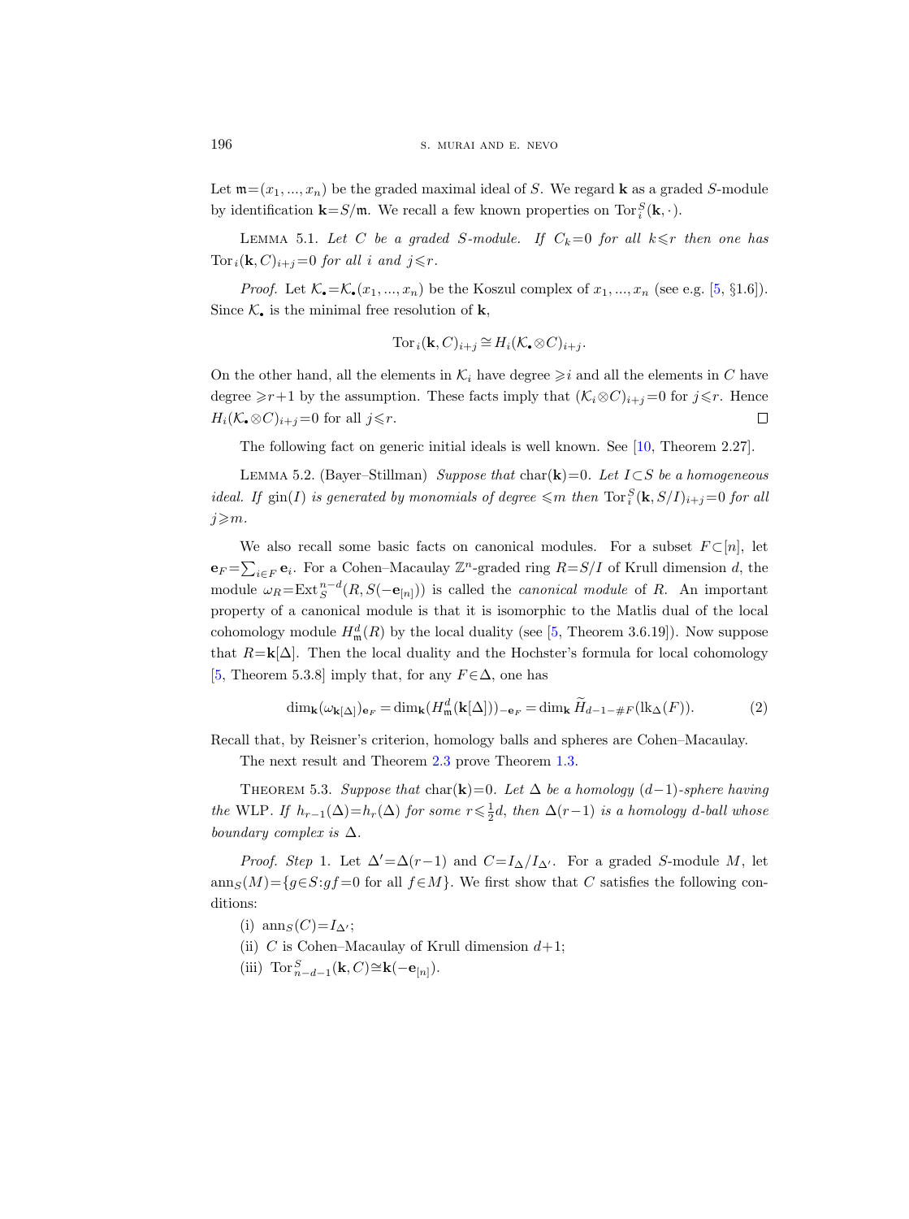Let $\mathfrak{m}=(x_1,...,x_n)$ be the graded maximal ideal of $S$. We regard $\mathbf{k}$ as a graded $S$-module by identification $\mathbf{k}=S/\mathfrak{m}$. We recall a few known properties on $\operatorname{Tor}_i^S(\mathbf{k},\cdot)$.

LEMMA 5.1. *Let $C$ be a graded $S$-module. If $C_k=0$ for all $k\leqslant r$ then one has $\operatorname{Tor}_i(\mathbf{k},C)_{i+j}=0$ for all $i$ and $j\leqslant r$.*

*Proof.* Let $\mathcal{K}_\bullet=\mathcal{K}_\bullet(x_1,...,x_n)$ be the Koszul complex of $x_1,...,x_n$ (see e.g. [5, §1.6]). Since $\mathcal{K}_\bullet$ is the minimal free resolution of $\mathbf{k}$,

$$\operatorname{Tor}_i(\mathbf{k},C)_{i+j}\cong H_i(\mathcal{K}_\bullet\otimes C)_{i+j}.$$

On the other hand, all the elements in $\mathcal{K}_i$ have degree $\geqslant i$ and all the elements in $C$ have degree $\geqslant r+1$ by the assumption. These facts imply that $(\mathcal{K}_i\otimes C)_{i+j}=0$ for $j\leqslant r$. Hence $H_i(\mathcal{K}_\bullet\otimes C)_{i+j}=0$ for all $j\leqslant r$. $\square$

The following fact on generic initial ideals is well known. See [10, Theorem 2.27].

LEMMA 5.2. (Bayer–Stillman) *Suppose that $\operatorname{char}(\mathbf{k})=0$. Let $I\subset S$ be a homogeneous ideal. If $\operatorname{gin}(I)$ is generated by monomials of degree $\leqslant m$ then $\operatorname{Tor}_i^S(\mathbf{k},S/I)_{i+j}=0$ for all $j\geqslant m$.*

We also recall some basic facts on canonical modules. For a subset $F\subset[n]$, let $\mathbf{e}_F=\sum_{i\in F}\mathbf{e}_i$. For a Cohen–Macaulay $\mathbb{Z}^n$-graded ring $R=S/I$ of Krull dimension $d$, the module $\omega_R=\operatorname{Ext}_S^{n-d}(R,S(-\mathbf{e}_{[n]}))$ is called the *canonical module* of $R$. An important property of a canonical module is that it is isomorphic to the Matlis dual of the local cohomology module $H^d_{\mathfrak{m}}(R)$ by the local duality (see [5, Theorem 3.6.19]). Now suppose that $R=\mathbf{k}[\Delta]$. Then the local duality and the Hochster's formula for local cohomology [5, Theorem 5.3.8] imply that, for any $F\in\Delta$, one has

$$\dim_{\mathbf{k}}(\omega_{\mathbf{k}[\Delta]})_{\mathbf{e}_F}=\dim_{\mathbf{k}}(H^d_{\mathfrak{m}}(\mathbf{k}[\Delta]))_{-\mathbf{e}_F}=\dim_{\mathbf{k}}\widetilde{H}_{d-1-\#F}(\operatorname{lk}_\Delta(F)). \tag{2}$$

Recall that, by Reisner's criterion, homology balls and spheres are Cohen–Macaulay.

The next result and Theorem 2.3 prove Theorem 1.3.

THEOREM 5.3. *Suppose that $\operatorname{char}(\mathbf{k})=0$. Let $\Delta$ be a homology $(d-1)$-sphere having the* WLP. *If $h_{r-1}(\Delta)=h_r(\Delta)$ for some $r\leqslant\frac{1}{2}d$, then $\Delta(r-1)$ is a homology $d$-ball whose boundary complex is $\Delta$.*

*Proof. Step* 1. Let $\Delta'=\Delta(r-1)$ and $C=I_\Delta/I_{\Delta'}$. For a graded $S$-module $M$, let $\operatorname{ann}_S(M)=\{g\in S: gf=0 \text{ for all } f\in M\}$. We first show that $C$ satisfies the following conditions:

(i) $\operatorname{ann}_S(C)=I_{\Delta'}$;

(ii) $C$ is Cohen–Macaulay of Krull dimension $d+1$;

(iii) $\operatorname{Tor}^S_{n-d-1}(\mathbf{k},C)\cong\mathbf{k}(-\mathbf{e}_{[n]})$.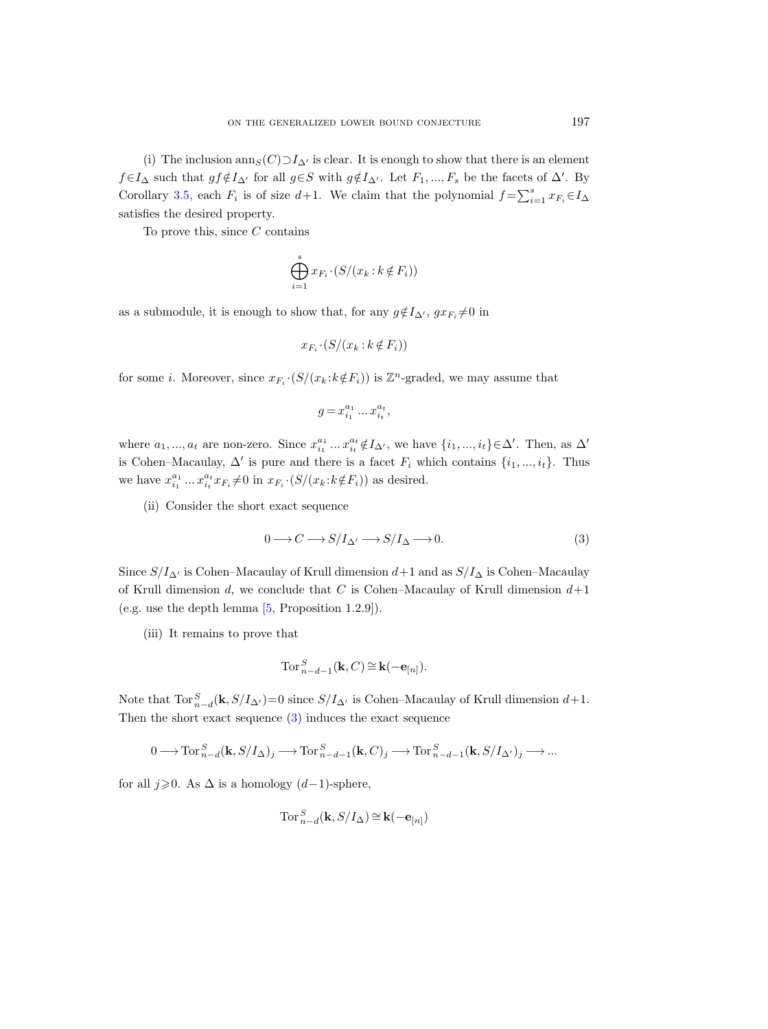(i) The inclusion $\operatorname{ann}_S(C) \supset I_{\Delta'}$ is clear. It is enough to show that there is an element $f \in I_\Delta$ such that $gf \notin I_{\Delta'}$ for all $g \in S$ with $g \notin I_{\Delta'}$. Let $F_1, ..., F_s$ be the facets of $\Delta'$. By Corollary 3.5, each $F_i$ is of size $d+1$. We claim that the polynomial $f = \sum_{i=1}^s x_{F_i} \in I_\Delta$ satisfies the desired property.

To prove this, since $C$ contains

$$\bigoplus_{i=1}^s x_{F_i} \cdot (S/(x_k : k \notin F_i))$$

as a submodule, it is enough to show that, for any $g \notin I_{\Delta'}$, $g x_{F_i} \neq 0$ in

$$x_{F_i} \cdot (S/(x_k : k \notin F_i))$$

for some $i$. Moreover, since $x_{F_i} \cdot (S/(x_k : k \notin F_i))$ is $\mathbb{Z}^n$-graded, we may assume that

$$g = x_{i_1}^{a_1} ... x_{i_t}^{a_t},$$

where $a_1, ..., a_t$ are non-zero. Since $x_{i_1}^{a_1} ... x_{i_t}^{a_t} \notin I_{\Delta'}$, we have $\{i_1, ..., i_t\} \in \Delta'$. Then, as $\Delta'$ is Cohen–Macaulay, $\Delta'$ is pure and there is a facet $F_i$ which contains $\{i_1, ..., i_t\}$. Thus we have $x_{i_1}^{a_1} ... x_{i_t}^{a_t} x_{F_i} \neq 0$ in $x_{F_i} \cdot (S/(x_k : k \notin F_i))$ as desired.

(ii) Consider the short exact sequence

$$0 \longrightarrow C \longrightarrow S/I_{\Delta'} \longrightarrow S/I_\Delta \longrightarrow 0. \tag{3}$$

Since $S/I_{\Delta'}$ is Cohen–Macaulay of Krull dimension $d+1$ and as $S/I_\Delta$ is Cohen–Macaulay of Krull dimension $d$, we conclude that $C$ is Cohen–Macaulay of Krull dimension $d+1$ (e.g. use the depth lemma [5, Proposition 1.2.9]).

(iii) It remains to prove that

$$\operatorname{Tor}_{n-d-1}^S(\mathbf{k}, C) \cong \mathbf{k}(-\mathbf{e}_{[n]}).$$

Note that $\operatorname{Tor}_{n-d}^S(\mathbf{k}, S/I_{\Delta'}) = 0$ since $S/I_{\Delta'}$ is Cohen–Macaulay of Krull dimension $d+1$. Then the short exact sequence (3) induces the exact sequence

$$0 \longrightarrow \operatorname{Tor}_{n-d}^S(\mathbf{k}, S/I_\Delta)_j \longrightarrow \operatorname{Tor}_{n-d-1}^S(\mathbf{k}, C)_j \longrightarrow \operatorname{Tor}_{n-d-1}^S(\mathbf{k}, S/I_{\Delta'})_j \longrightarrow ...$$

for all $j \geqslant 0$. As $\Delta$ is a homology $(d-1)$-sphere,

$$\operatorname{Tor}_{n-d}^S(\mathbf{k}, S/I_\Delta) \cong \mathbf{k}(-\mathbf{e}_{[n]})$$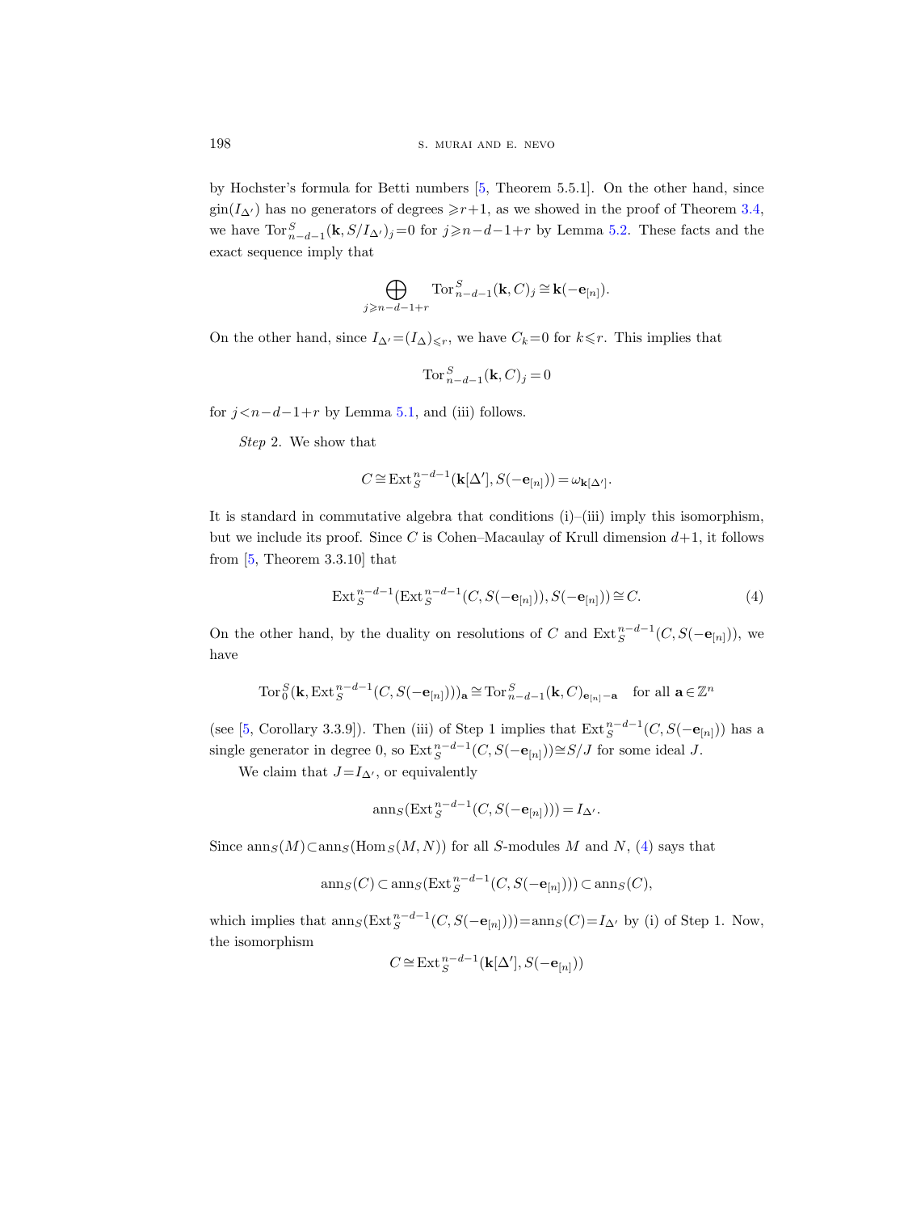by Hochster's formula for Betti numbers [5, Theorem 5.5.1]. On the other hand, since $\mathrm{gin}(I_{\Delta'})$ has no generators of degrees $\geqslant r+1$, as we showed in the proof of Theorem 3.4, we have $\mathrm{Tor}^S_{n-d-1}(\mathbf{k}, S/I_{\Delta'})_j=0$ for $j\geqslant n-d-1+r$ by Lemma 5.2. These facts and the exact sequence imply that

$$\bigoplus_{j\geqslant n-d-1+r} \mathrm{Tor}^S_{n-d-1}(\mathbf{k}, C)_j \cong \mathbf{k}(-\mathbf{e}_{[n]}).$$

On the other hand, since $I_{\Delta'}=(I_\Delta)_{\leqslant r}$, we have $C_k=0$ for $k\leqslant r$. This implies that

$$\mathrm{Tor}^S_{n-d-1}(\mathbf{k}, C)_j = 0$$

for $j<n-d-1+r$ by Lemma 5.1, and (iii) follows.

*Step* 2. We show that

$$C \cong \mathrm{Ext}^{n-d-1}_S(\mathbf{k}[\Delta'], S(-\mathbf{e}_{[n]})) = \omega_{\mathbf{k}[\Delta']}.$$

It is standard in commutative algebra that conditions (i)–(iii) imply this isomorphism, but we include its proof. Since $C$ is Cohen–Macaulay of Krull dimension $d+1$, it follows from [5, Theorem 3.3.10] that

$$\mathrm{Ext}^{n-d-1}_S(\mathrm{Ext}^{n-d-1}_S(C, S(-\mathbf{e}_{[n]})), S(-\mathbf{e}_{[n]})) \cong C. \tag{4}$$

On the other hand, by the duality on resolutions of $C$ and $\mathrm{Ext}^{n-d-1}_S(C, S(-\mathbf{e}_{[n]}))$, we have

$$\mathrm{Tor}^S_0(\mathbf{k}, \mathrm{Ext}^{n-d-1}_S(C, S(-\mathbf{e}_{[n]})))_{\mathbf{a}} \cong \mathrm{Tor}^S_{n-d-1}(\mathbf{k}, C)_{\mathbf{e}_{[n]}-\mathbf{a}} \quad \text{for all } \mathbf{a}\in\mathbb{Z}^n$$

(see [5, Corollary 3.3.9]). Then (iii) of Step 1 implies that $\mathrm{Ext}^{n-d-1}_S(C, S(-\mathbf{e}_{[n]}))$ has a single generator in degree 0, so $\mathrm{Ext}^{n-d-1}_S(C, S(-\mathbf{e}_{[n]}))\cong S/J$ for some ideal $J$.

We claim that $J=I_{\Delta'}$, or equivalently

$$\mathrm{ann}_S(\mathrm{Ext}^{n-d-1}_S(C, S(-\mathbf{e}_{[n]}))) = I_{\Delta'}.$$

Since $\mathrm{ann}_S(M)\subset\mathrm{ann}_S(\mathrm{Hom}_S(M,N))$ for all $S$-modules $M$ and $N$, (4) says that

$$\mathrm{ann}_S(C) \subset \mathrm{ann}_S(\mathrm{Ext}^{n-d-1}_S(C, S(-\mathbf{e}_{[n]}))) \subset \mathrm{ann}_S(C),$$

which implies that $\mathrm{ann}_S(\mathrm{Ext}^{n-d-1}_S(C, S(-\mathbf{e}_{[n]})))=\mathrm{ann}_S(C)=I_{\Delta'}$ by (i) of Step 1. Now, the isomorphism

$$C \cong \mathrm{Ext}^{n-d-1}_S(\mathbf{k}[\Delta'], S(-\mathbf{e}_{[n]}))$$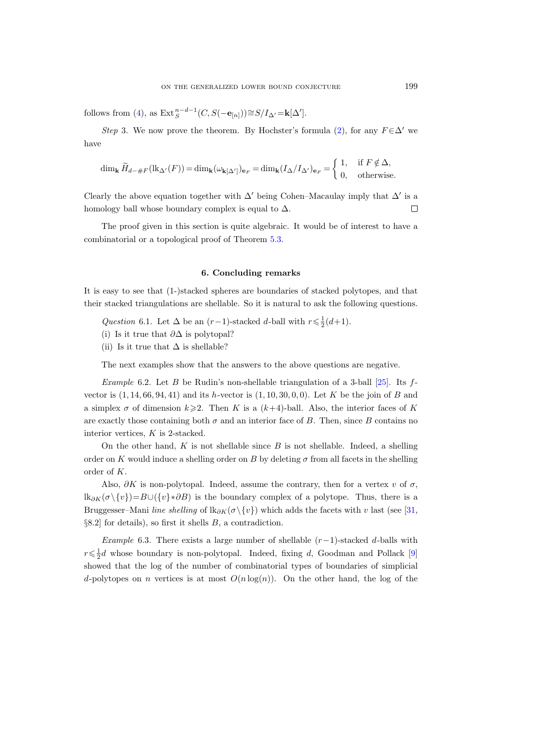follows from (4), as $\operatorname{Ext}_S^{n-d-1}(C, S(-\mathbf{e}_{[n]})) \cong S/I_{\Delta'} = \mathbf{k}[\Delta']$.

*Step* 3. We now prove the theorem. By Hochster's formula (2), for any $F \in \Delta'$ we have

$$\dim_{\mathbf{k}} \widetilde{H}_{d-\#F}(\mathrm{lk}_{\Delta'}(F)) = \dim_{\mathbf{k}}(\omega_{\mathbf{k}[\Delta']})_{\mathbf{e}_F} = \dim_{\mathbf{k}}(I_\Delta/I_{\Delta'})_{\mathbf{e}_F} = \begin{cases} 1, & \text{if } F \notin \Delta, \\ 0, & \text{otherwise.} \end{cases}$$

Clearly the above equation together with $\Delta'$ being Cohen–Macaulay imply that $\Delta'$ is a homology ball whose boundary complex is equal to $\Delta$. $\square$

The proof given in this section is quite algebraic. It would be of interest to have a combinatorial or a topological proof of Theorem 5.3.

## 6. Concluding remarks

It is easy to see that (1-)stacked spheres are boundaries of stacked polytopes, and that their stacked triangulations are shellable. So it is natural to ask the following questions.

*Question* 6.1. Let $\Delta$ be an $(r-1)$-stacked $d$-ball with $r \leqslant \frac{1}{2}(d+1)$.

(i) Is it true that $\partial\Delta$ is polytopal?

(ii) Is it true that $\Delta$ is shellable?

The next examples show that the answers to the above questions are negative.

*Example* 6.2. Let $B$ be Rudin's non-shellable triangulation of a 3-ball [25]. Its $f$-vector is $(1, 14, 66, 94, 41)$ and its $h$-vector is $(1, 10, 30, 0, 0)$. Let $K$ be the join of $B$ and a simplex $\sigma$ of dimension $k \geqslant 2$. Then $K$ is a $(k+4)$-ball. Also, the interior faces of $K$ are exactly those containing both $\sigma$ and an interior face of $B$. Then, since $B$ contains no interior vertices, $K$ is 2-stacked.

On the other hand, $K$ is not shellable since $B$ is not shellable. Indeed, a shelling order on $K$ would induce a shelling order on $B$ by deleting $\sigma$ from all facets in the shelling order of $K$.

Also, $\partial K$ is non-polytopal. Indeed, assume the contrary, then for a vertex $v$ of $\sigma$, $\mathrm{lk}_{\partial K}(\sigma \setminus \{v\}) = B \cup (\{v\} * \partial B)$ is the boundary complex of a polytope. Thus, there is a Bruggesser–Mani *line shelling* of $\mathrm{lk}_{\partial K}(\sigma \setminus \{v\})$ which adds the facets with $v$ last (see [31, §8.2] for details), so first it shells $B$, a contradiction.

*Example* 6.3. There exists a large number of shellable $(r-1)$-stacked $d$-balls with $r \leqslant \frac{1}{2}d$ whose boundary is non-polytopal. Indeed, fixing $d$, Goodman and Pollack [9] showed that the log of the number of combinatorial types of boundaries of simplicial $d$-polytopes on $n$ vertices is at most $O(n \log(n))$. On the other hand, the log of the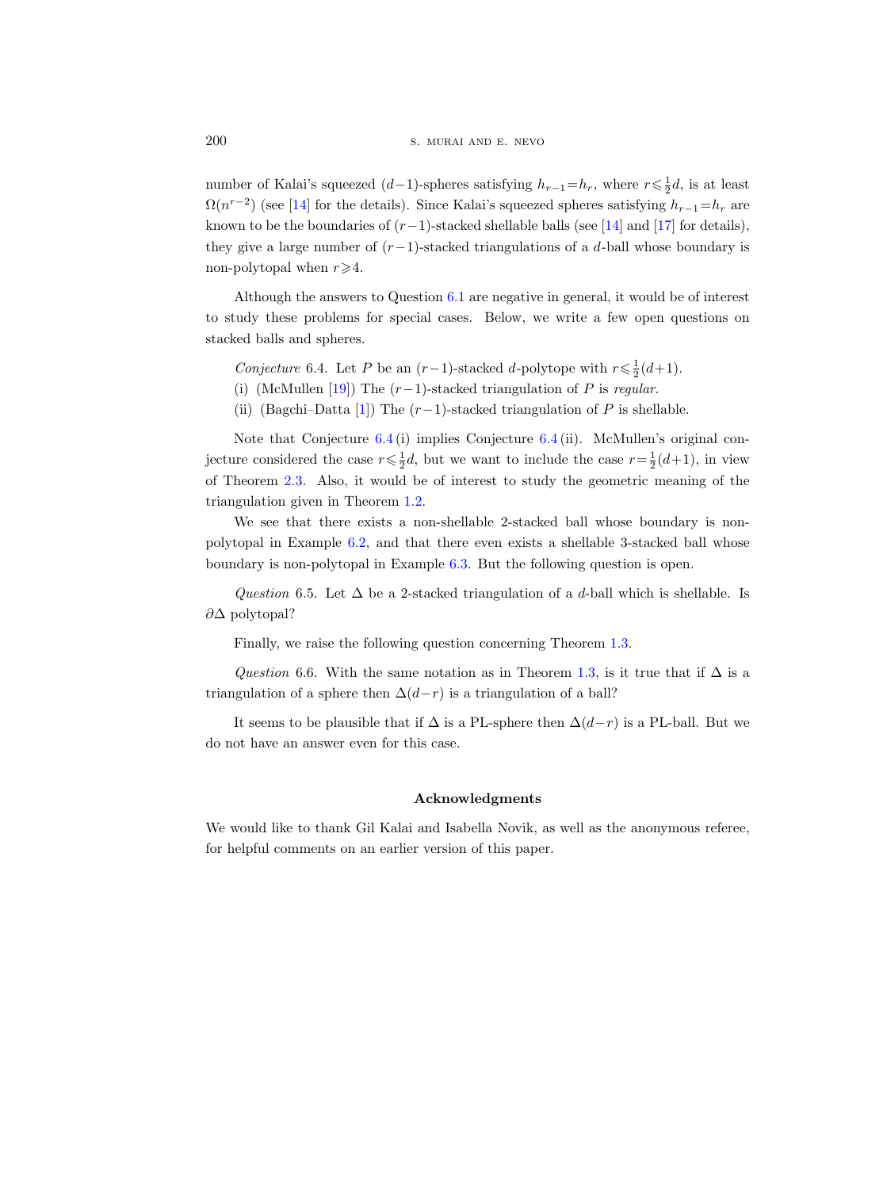number of Kalai's squeezed $(d-1)$-spheres satisfying $h_{r-1}=h_r$, where $r\leqslant\frac{1}{2}d$, is at least $\Omega(n^{r-2})$ (see [14] for the details). Since Kalai's squeezed spheres satisfying $h_{r-1}=h_r$ are known to be the boundaries of $(r-1)$-stacked shellable balls (see [14] and [17] for details), they give a large number of $(r-1)$-stacked triangulations of a $d$-ball whose boundary is non-polytopal when $r\geqslant 4$.

Although the answers to Question 6.1 are negative in general, it would be of interest to study these problems for special cases. Below, we write a few open questions on stacked balls and spheres.

*Conjecture* 6.4. Let $P$ be an $(r-1)$-stacked $d$-polytope with $r\leqslant\frac{1}{2}(d+1)$.

(i) (McMullen [19]) The $(r-1)$-stacked triangulation of $P$ is *regular*.

(ii) (Bagchi–Datta [1]) The $(r-1)$-stacked triangulation of $P$ is shellable.

Note that Conjecture 6.4 (i) implies Conjecture 6.4 (ii). McMullen's original conjecture considered the case $r\leqslant\frac{1}{2}d$, but we want to include the case $r=\frac{1}{2}(d+1)$, in view of Theorem 2.3. Also, it would be of interest to study the geometric meaning of the triangulation given in Theorem 1.2.

We see that there exists a non-shellable 2-stacked ball whose boundary is non-polytopal in Example 6.2, and that there even exists a shellable 3-stacked ball whose boundary is non-polytopal in Example 6.3. But the following question is open.

*Question* 6.5. Let $\Delta$ be a 2-stacked triangulation of a $d$-ball which is shellable. Is $\partial\Delta$ polytopal?

Finally, we raise the following question concerning Theorem 1.3.

*Question* 6.6. With the same notation as in Theorem 1.3, is it true that if $\Delta$ is a triangulation of a sphere then $\Delta(d-r)$ is a triangulation of a ball?

It seems to be plausible that if $\Delta$ is a PL-sphere then $\Delta(d-r)$ is a PL-ball. But we do not have an answer even for this case.

## Acknowledgments

We would like to thank Gil Kalai and Isabella Novik, as well as the anonymous referee, for helpful comments on an earlier version of this paper.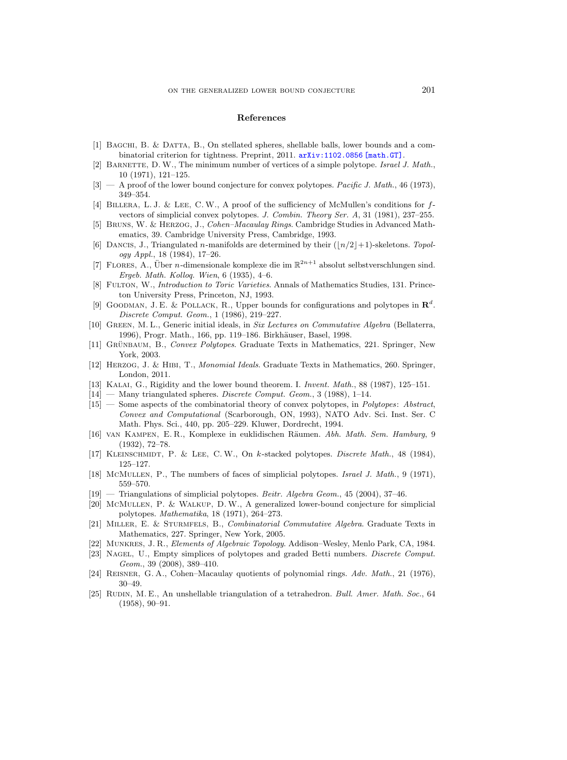## References

[1] Bagchi, B. & Datta, B., On stellated spheres, shellable balls, lower bounds and a combinatorial criterion for tightness. Preprint, 2011. arXiv:1102.0856 [math.GT].

[2] Barnette, D. W., The minimum number of vertices of a simple polytope. *Israel J. Math.*, 10 (1971), 121–125.

[3] — A proof of the lower bound conjecture for convex polytopes. *Pacific J. Math.*, 46 (1973), 349–354.

[4] Billera, L. J. & Lee, C. W., A proof of the sufficiency of McMullen's conditions for $f$-vectors of simplicial convex polytopes. *J. Combin. Theory Ser. A*, 31 (1981), 237–255.

[5] Bruns, W. & Herzog, J., *Cohen–Macaulay Rings*. Cambridge Studies in Advanced Mathematics, 39. Cambridge University Press, Cambridge, 1993.

[6] Dancis, J., Triangulated $n$-manifolds are determined by their $(\lfloor n/2 \rfloor+1)$-skeletons. *Topology Appl.*, 18 (1984), 17–26.

[7] Flores, A., Über $n$-dimensionale komplexe die im $\mathbb{R}^{2n+1}$ absolut selbstverschlungen sind. *Ergeb. Math. Kolloq. Wien*, 6 (1935), 4–6.

[8] Fulton, W., *Introduction to Toric Varieties*. Annals of Mathematics Studies, 131. Princeton University Press, Princeton, NJ, 1993.

[9] Goodman, J. E. & Pollack, R., Upper bounds for configurations and polytopes in $\mathbf{R}^d$. *Discrete Comput. Geom.*, 1 (1986), 219–227.

[10] Green, M. L., Generic initial ideals, in *Six Lectures on Commutative Algebra* (Bellaterra, 1996), Progr. Math., 166, pp. 119–186. Birkhäuser, Basel, 1998.

[11] Grünbaum, B., *Convex Polytopes*. Graduate Texts in Mathematics, 221. Springer, New York, 2003.

[12] Herzog, J. & Hibi, T., *Monomial Ideals*. Graduate Texts in Mathematics, 260. Springer, London, 2011.

[13] Kalai, G., Rigidity and the lower bound theorem. I. *Invent. Math.*, 88 (1987), 125–151.

[14] — Many triangulated spheres. *Discrete Comput. Geom.*, 3 (1988), 1–14.

[15] — Some aspects of the combinatorial theory of convex polytopes, in *Polytopes: Abstract, Convex and Computational* (Scarborough, ON, 1993), NATO Adv. Sci. Inst. Ser. C Math. Phys. Sci., 440, pp. 205–229. Kluwer, Dordrecht, 1994.

[16] van Kampen, E. R., Komplexe in euklidischen Räumen. *Abh. Math. Sem. Hamburg*, 9 (1932), 72–78.

[17] Kleinschmidt, P. & Lee, C. W., On $k$-stacked polytopes. *Discrete Math.*, 48 (1984), 125–127.

[18] McMullen, P., The numbers of faces of simplicial polytopes. *Israel J. Math.*, 9 (1971), 559–570.

[19] — Triangulations of simplicial polytopes. *Beitr. Algebra Geom.*, 45 (2004), 37–46.

[20] McMullen, P. & Walkup, D. W., A generalized lower-bound conjecture for simplicial polytopes. *Mathematika*, 18 (1971), 264–273.

[21] Miller, E. & Sturmfels, B., *Combinatorial Commutative Algebra*. Graduate Texts in Mathematics, 227. Springer, New York, 2005.

[22] Munkres, J. R., *Elements of Algebraic Topology*. Addison–Wesley, Menlo Park, CA, 1984.

[23] Nagel, U., Empty simplices of polytopes and graded Betti numbers. *Discrete Comput. Geom.*, 39 (2008), 389–410.

[24] Reisner, G. A., Cohen–Macaulay quotients of polynomial rings. *Adv. Math.*, 21 (1976), 30–49.

[25] Rudin, M. E., An unshellable triangulation of a tetrahedron. *Bull. Amer. Math. Soc.*, 64 (1958), 90–91.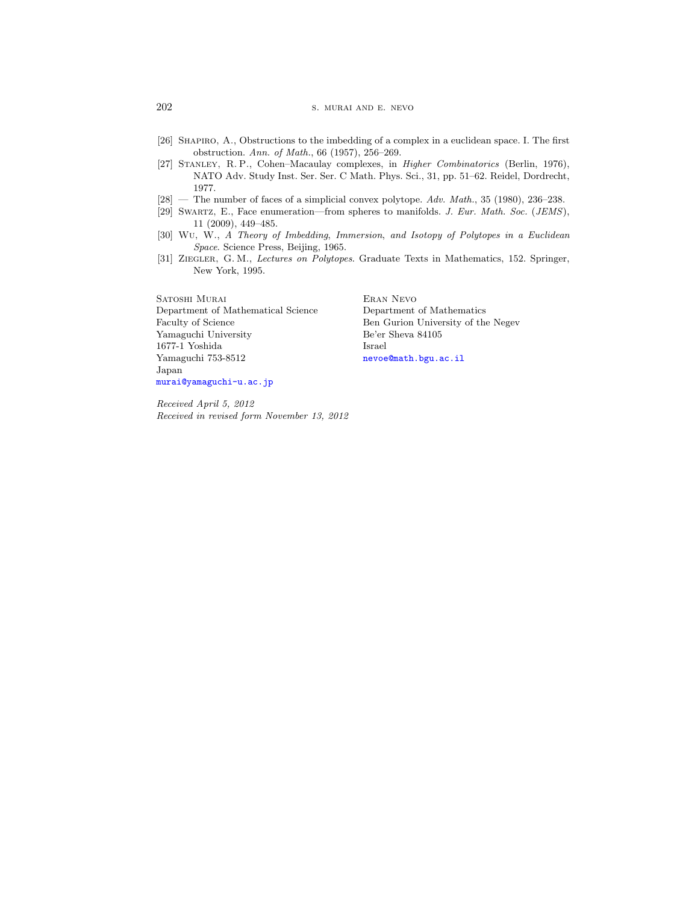[26] Shapiro, A., Obstructions to the imbedding of a complex in a euclidean space. I. The first obstruction. *Ann. of Math.*, 66 (1957), 256–269.

[27] Stanley, R. P., Cohen–Macaulay complexes, in *Higher Combinatorics* (Berlin, 1976), NATO Adv. Study Inst. Ser. Ser. C Math. Phys. Sci., 31, pp. 51–62. Reidel, Dordrecht, 1977.

[28] — The number of faces of a simplicial convex polytope. *Adv. Math.*, 35 (1980), 236–238.

[29] Swartz, E., Face enumeration—from spheres to manifolds. *J. Eur. Math. Soc.* (*JEMS*), 11 (2009), 449–485.

[30] Wu, W., *A Theory of Imbedding, Immersion, and Isotopy of Polytopes in a Euclidean Space*. Science Press, Beijing, 1965.

[31] Ziegler, G. M., *Lectures on Polytopes*. Graduate Texts in Mathematics, 152. Springer, New York, 1995.

Satoshi Murai
Department of Mathematical Science
Faculty of Science
Yamaguchi University
1677-1 Yoshida
Yamaguchi 753-8512
Japan
murai@yamaguchi-u.ac.jp

Eran Nevo
Department of Mathematics
Ben Gurion University of the Negev
Be'er Sheva 84105
Israel
nevoe@math.bgu.ac.il

*Received April 5, 2012*
*Received in revised form November 13, 2012*